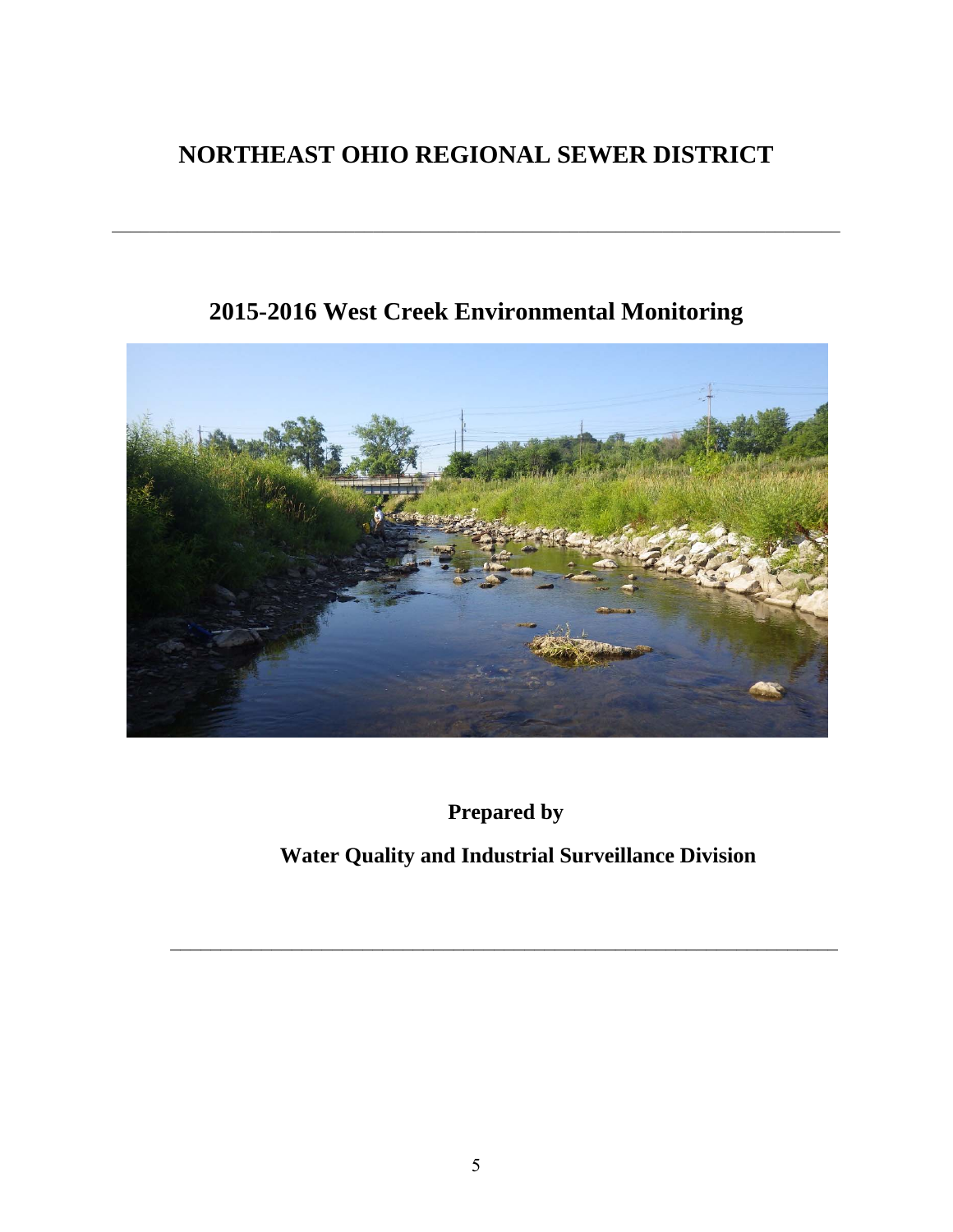# NORTHEAST OHIO REGIONAL SEWER DISTRICT

---

## 2015-2016 West Creek Environmental Monitoring

**Prepared by**

**Water Quality and Industrial Surveillance Division**

---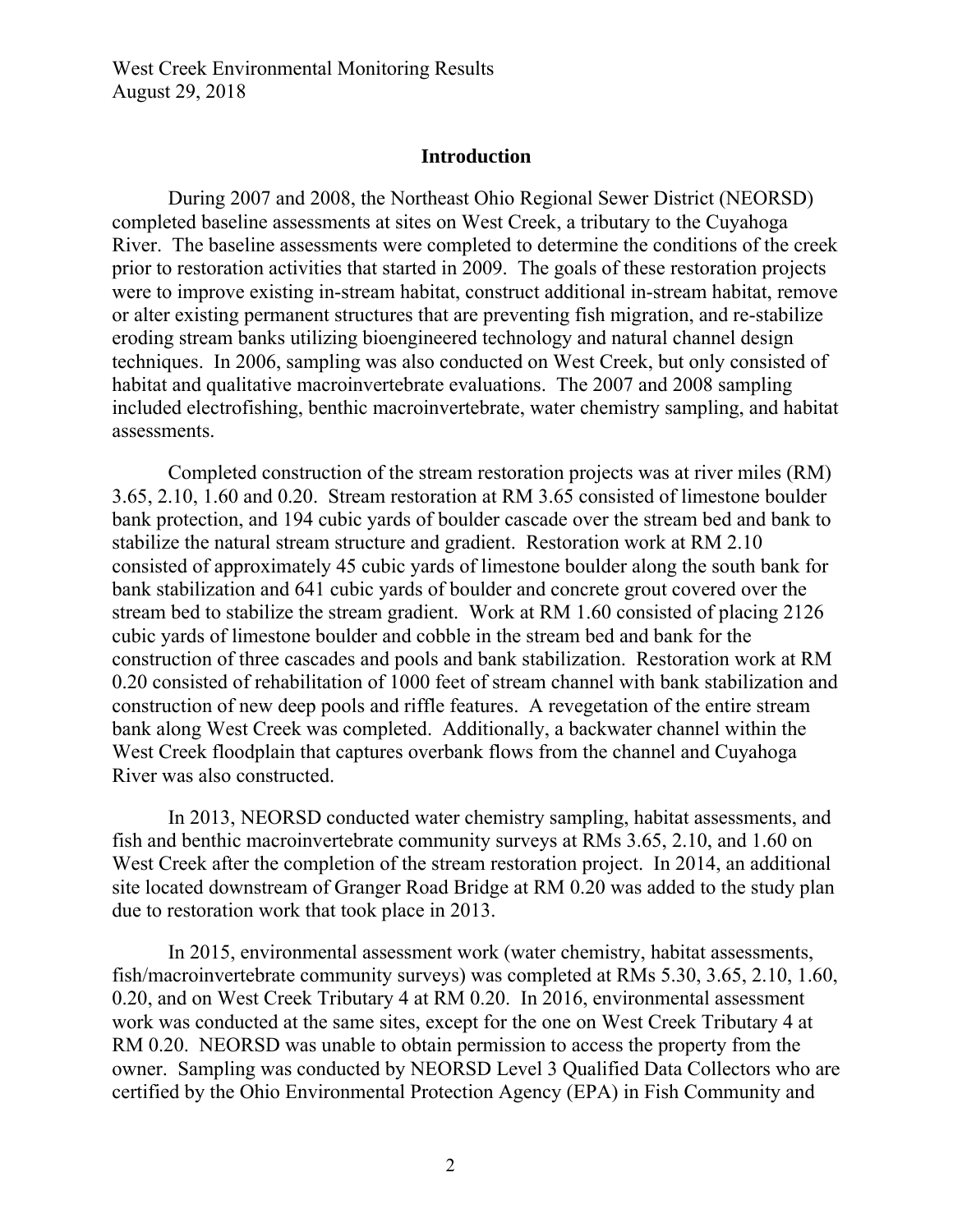## Introduction

During 2007 and 2008, the Northeast Ohio Regional Sewer District (NEORSD) completed baseline assessments at sites on West Creek, a tributary to the Cuyahoga River. The baseline assessments were completed to determine the conditions of the creek prior to restoration activities that started in 2009. The goals of these restoration projects were to improve existing in-stream habitat, construct additional in-stream habitat, remove or alter existing permanent structures that are preventing fish migration, and re-stabilize eroding stream banks utilizing bioengineered technology and natural channel design techniques. In 2006, sampling was also conducted on West Creek, but only consisted of habitat and qualitative macroinvertebrate evaluations. The 2007 and 2008 sampling included electrofishing, benthic macroinvertebrate, water chemistry sampling, and habitat assessments.

Completed construction of the stream restoration projects was at river miles (RM) 3.65, 2.10, 1.60 and 0.20. Stream restoration at RM 3.65 consisted of limestone boulder bank protection, and 194 cubic yards of boulder cascade over the stream bed and bank to stabilize the natural stream structure and gradient. Restoration work at RM 2.10 consisted of approximately 45 cubic yards of limestone boulder along the south bank for bank stabilization and 641 cubic yards of boulder and concrete grout covered over the stream bed to stabilize the stream gradient. Work at RM 1.60 consisted of placing 2126 cubic yards of limestone boulder and cobble in the stream bed and bank for the construction of three cascades and pools and bank stabilization. Restoration work at RM 0.20 consisted of rehabilitation of 1000 feet of stream channel with bank stabilization and construction of new deep pools and riffle features. A revegetation of the entire stream bank along West Creek was completed. Additionally, a backwater channel within the West Creek floodplain that captures overbank flows from the channel and Cuyahoga River was also constructed.

In 2013, NEORSD conducted water chemistry sampling, habitat assessments, and fish and benthic macroinvertebrate community surveys at RMs 3.65, 2.10, and 1.60 on West Creek after the completion of the stream restoration project. In 2014, an additional site located downstream of Granger Road Bridge at RM 0.20 was added to the study plan due to restoration work that took place in 2013.

In 2015, environmental assessment work (water chemistry, habitat assessments, fish/macroinvertebrate community surveys) was completed at RMs 5.30, 3.65, 2.10, 1.60, 0.20, and on West Creek Tributary 4 at RM 0.20. In 2016, environmental assessment work was conducted at the same sites, except for the one on West Creek Tributary 4 at RM 0.20. NEORSD was unable to obtain permission to access the property from the owner. Sampling was conducted by NEORSD Level 3 Qualified Data Collectors who are certified by the Ohio Environmental Protection Agency (EPA) in Fish Community and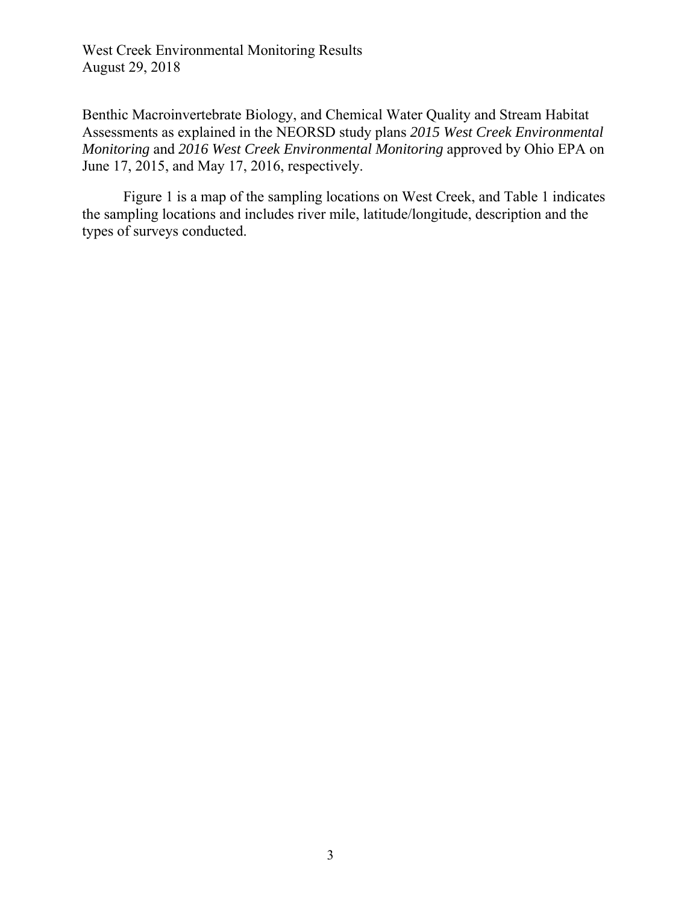Benthic Macroinvertebrate Biology, and Chemical Water Quality and Stream Habitat Assessments as explained in the NEORSD study plans *2015 West Creek Environmental Monitoring* and *2016 West Creek Environmental Monitoring* approved by Ohio EPA on June 17, 2015, and May 17, 2016, respectively.

Figure 1 is a map of the sampling locations on West Creek, and Table 1 indicates the sampling locations and includes river mile, latitude/longitude, description and the types of surveys conducted.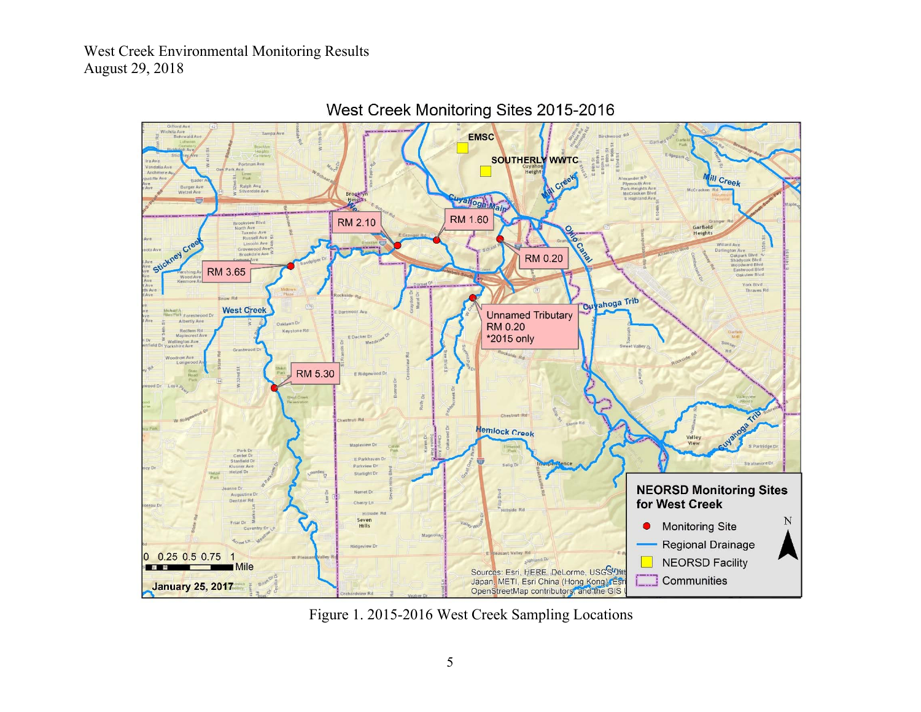West Creek Monitoring Sites 2015-2016

Figure 1. 2015-2016 West Creek Sampling Locations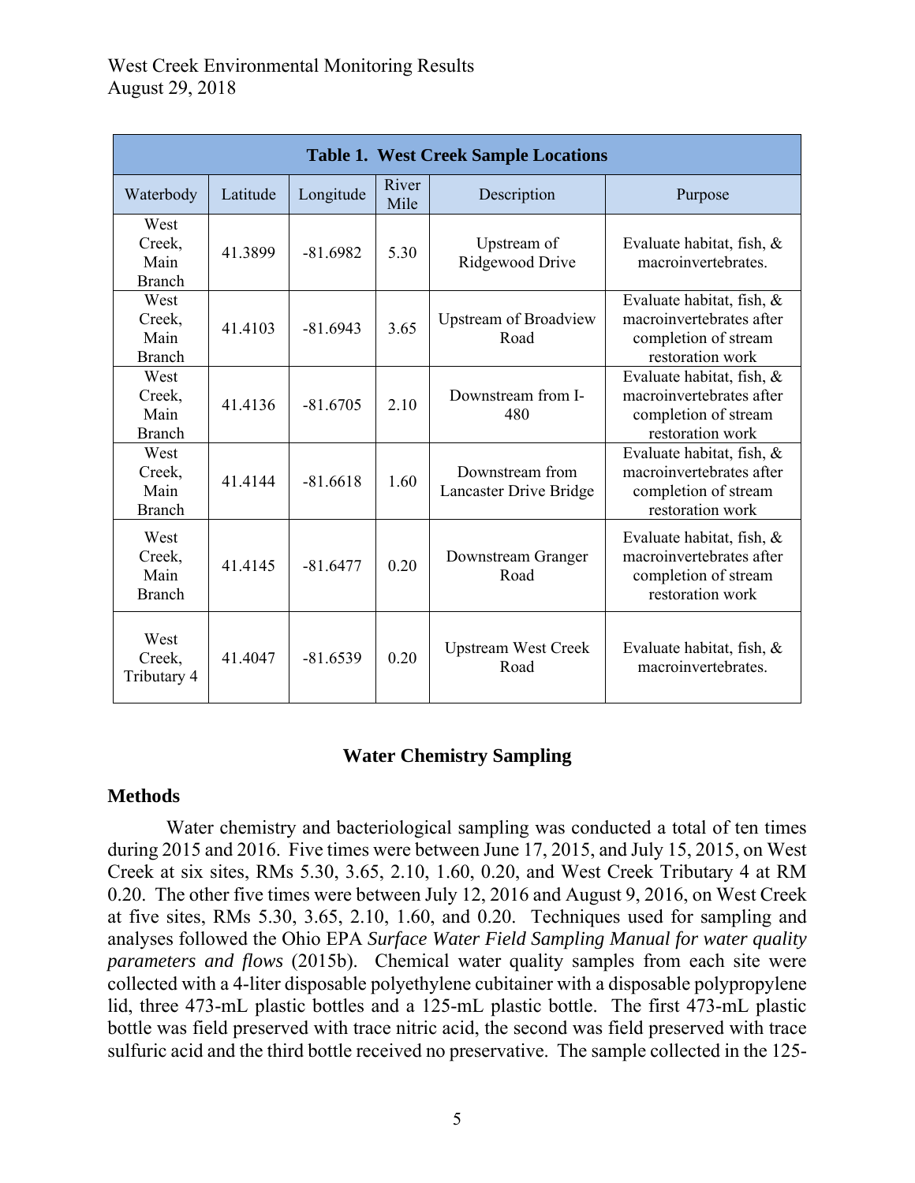| Table 1. West Creek Sample Locations | | | | | |
|---|---|---|---|---|---|
| Waterbody | Latitude | Longitude | River Mile | Description | Purpose |
| West Creek, Main Branch | 41.3899 | -81.6982 | 5.30 | Upstream of Ridgewood Drive | Evaluate habitat, fish, & macroinvertebrates. |
| West Creek, Main Branch | 41.4103 | -81.6943 | 3.65 | Upstream of Broadview Road | Evaluate habitat, fish, & macroinvertebrates after completion of stream restoration work |
| West Creek, Main Branch | 41.4136 | -81.6705 | 2.10 | Downstream from I-480 | Evaluate habitat, fish, & macroinvertebrates after completion of stream restoration work |
| West Creek, Main Branch | 41.4144 | -81.6618 | 1.60 | Downstream from Lancaster Drive Bridge | Evaluate habitat, fish, & macroinvertebrates after completion of stream restoration work |
| West Creek, Main Branch | 41.4145 | -81.6477 | 0.20 | Downstream Granger Road | Evaluate habitat, fish, & macroinvertebrates after completion of stream restoration work |
| West Creek, Tributary 4 | 41.4047 | -81.6539 | 0.20 | Upstream West Creek Road | Evaluate habitat, fish, & macroinvertebrates. |

## Water Chemistry Sampling

### Methods

Water chemistry and bacteriological sampling was conducted a total of ten times during 2015 and 2016. Five times were between June 17, 2015, and July 15, 2015, on West Creek at six sites, RMs 5.30, 3.65, 2.10, 1.60, 0.20, and West Creek Tributary 4 at RM 0.20. The other five times were between July 12, 2016 and August 9, 2016, on West Creek at five sites, RMs 5.30, 3.65, 2.10, 1.60, and 0.20. Techniques used for sampling and analyses followed the Ohio EPA *Surface Water Field Sampling Manual for water quality parameters and flows* (2015b). Chemical water quality samples from each site were collected with a 4-liter disposable polyethylene cubitainer with a disposable polypropylene lid, three 473-mL plastic bottles and a 125-mL plastic bottle. The first 473-mL plastic bottle was field preserved with trace nitric acid, the second was field preserved with trace sulfuric acid and the third bottle received no preservative. The sample collected in the 125-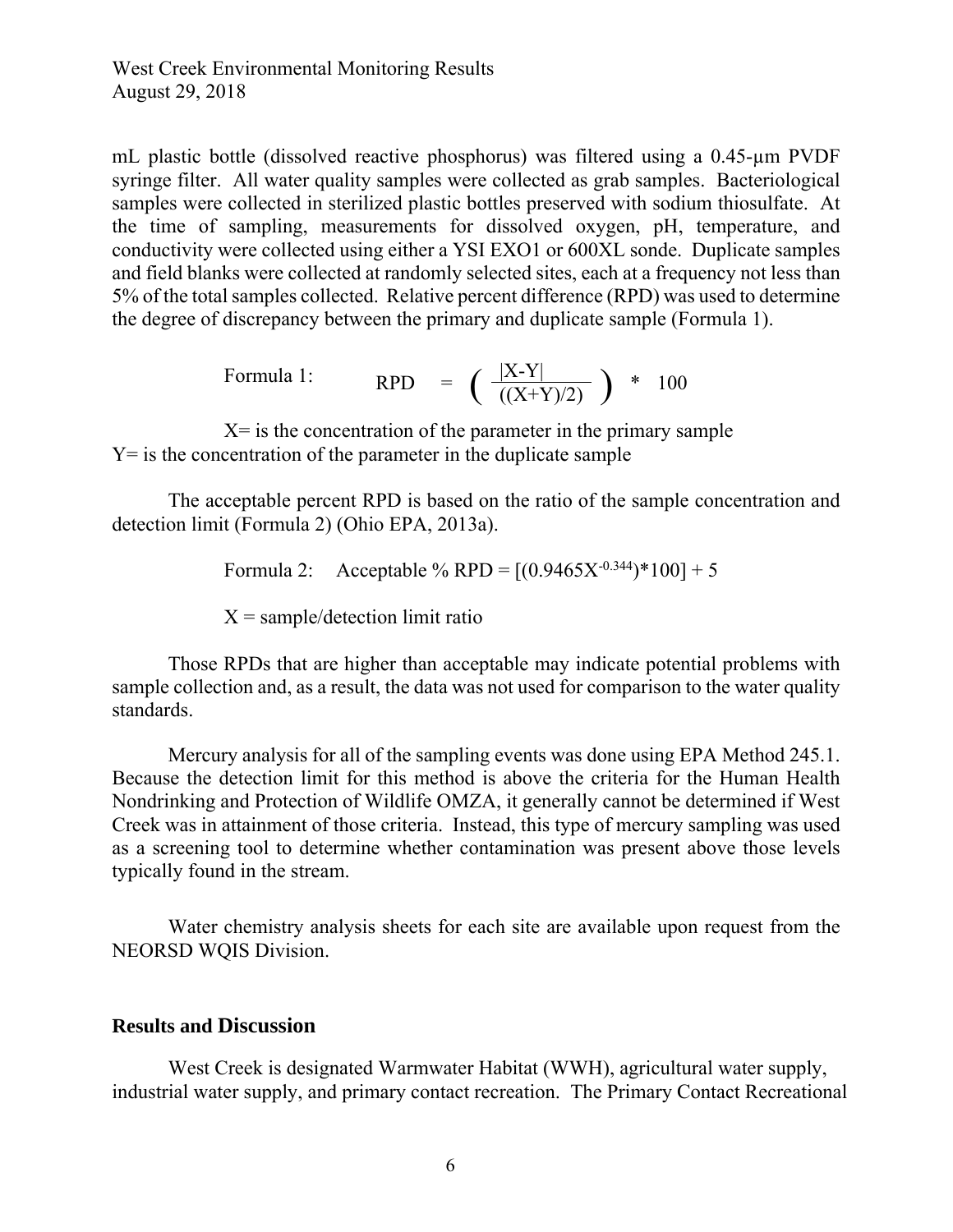mL plastic bottle (dissolved reactive phosphorus) was filtered using a 0.45-µm PVDF syringe filter. All water quality samples were collected as grab samples. Bacteriological samples were collected in sterilized plastic bottles preserved with sodium thiosulfate. At the time of sampling, measurements for dissolved oxygen, pH, temperature, and conductivity were collected using either a YSI EXO1 or 600XL sonde. Duplicate samples and field blanks were collected at randomly selected sites, each at a frequency not less than 5% of the total samples collected. Relative percent difference (RPD) was used to determine the degree of discrepancy between the primary and duplicate sample (Formula 1).

Formula 1: $$RPD = \left( \frac{|X-Y|}{((X+Y)/2)} \right) * 100$$

X= is the concentration of the parameter in the primary sample
Y= is the concentration of the parameter in the duplicate sample

The acceptable percent RPD is based on the ratio of the sample concentration and detection limit (Formula 2) (Ohio EPA, 2013a).

Formula 2: $$\text{Acceptable \% RPD} = [(0.9465X^{-0.344})*100] + 5$$

X = sample/detection limit ratio

Those RPDs that are higher than acceptable may indicate potential problems with sample collection and, as a result, the data was not used for comparison to the water quality standards.

Mercury analysis for all of the sampling events was done using EPA Method 245.1. Because the detection limit for this method is above the criteria for the Human Health Nondrinking and Protection of Wildlife OMZA, it generally cannot be determined if West Creek was in attainment of those criteria. Instead, this type of mercury sampling was used as a screening tool to determine whether contamination was present above those levels typically found in the stream.

Water chemistry analysis sheets for each site are available upon request from the NEORSD WQIS Division.

## Results and Discussion

West Creek is designated Warmwater Habitat (WWH), agricultural water supply, industrial water supply, and primary contact recreation. The Primary Contact Recreational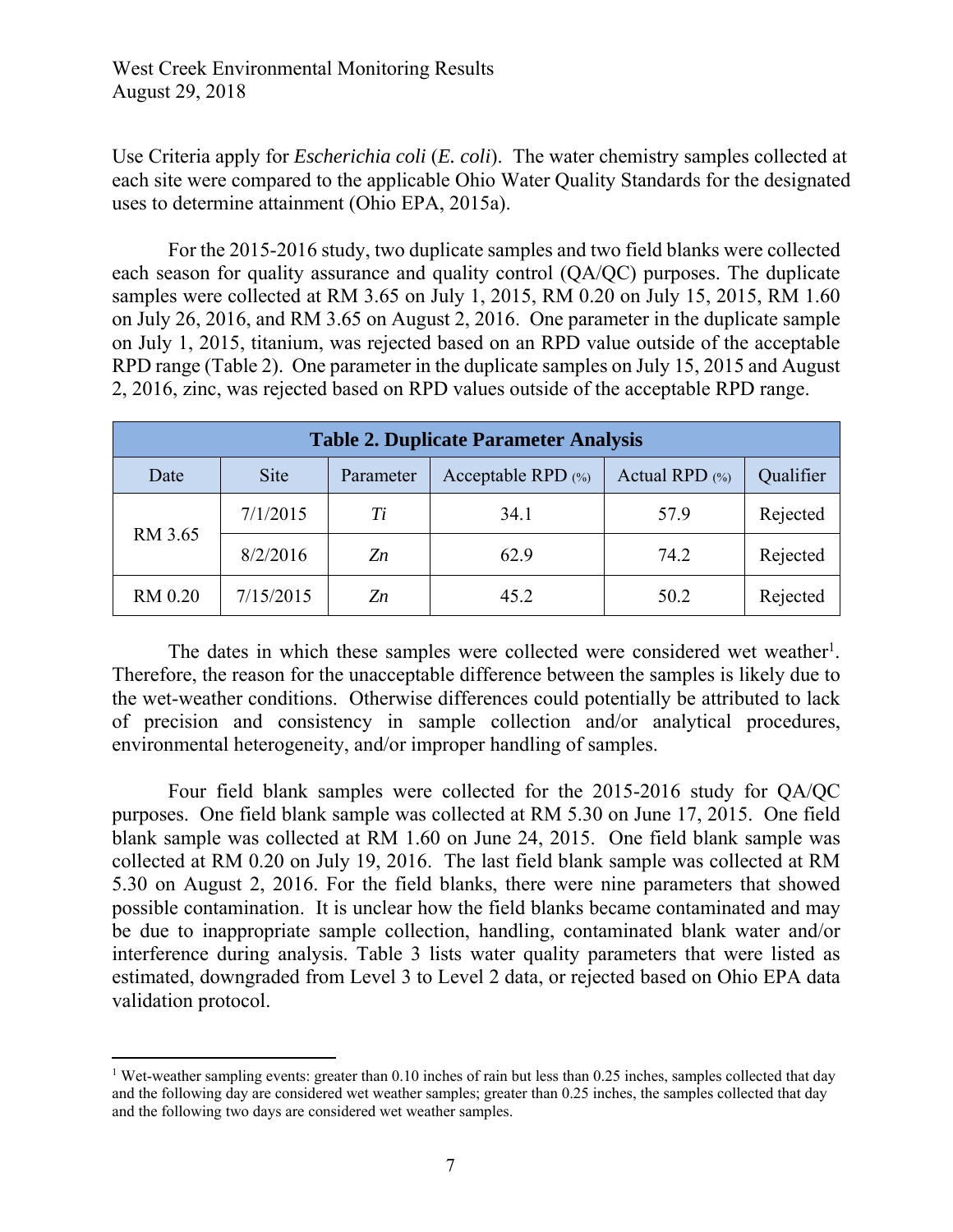Use Criteria apply for *Escherichia coli* (*E. coli*). The water chemistry samples collected at each site were compared to the applicable Ohio Water Quality Standards for the designated uses to determine attainment (Ohio EPA, 2015a).

For the 2015-2016 study, two duplicate samples and two field blanks were collected each season for quality assurance and quality control (QA/QC) purposes. The duplicate samples were collected at RM 3.65 on July 1, 2015, RM 0.20 on July 15, 2015, RM 1.60 on July 26, 2016, and RM 3.65 on August 2, 2016. One parameter in the duplicate sample on July 1, 2015, titanium, was rejected based on an RPD value outside of the acceptable RPD range (Table 2). One parameter in the duplicate samples on July 15, 2015 and August 2, 2016, zinc, was rejected based on RPD values outside of the acceptable RPD range.

**Table 2. Duplicate Parameter Analysis**

| Date | Site | Parameter | Acceptable RPD (%) | Actual RPD (%) | Qualifier |
|---|---|---|---|---|---|
| RM 3.65 | 7/1/2015 | *Ti* | 34.1 | 57.9 | Rejected |
| | 8/2/2016 | *Zn* | 62.9 | 74.2 | Rejected |
| RM 0.20 | 7/15/2015 | *Zn* | 45.2 | 50.2 | Rejected |

The dates in which these samples were collected were considered wet weather[1]. Therefore, the reason for the unacceptable difference between the samples is likely due to the wet-weather conditions. Otherwise differences could potentially be attributed to lack of precision and consistency in sample collection and/or analytical procedures, environmental heterogeneity, and/or improper handling of samples.

Four field blank samples were collected for the 2015-2016 study for QA/QC purposes. One field blank sample was collected at RM 5.30 on June 17, 2015. One field blank sample was collected at RM 1.60 on June 24, 2015. One field blank sample was collected at RM 0.20 on July 19, 2016. The last field blank sample was collected at RM 5.30 on August 2, 2016. For the field blanks, there were nine parameters that showed possible contamination. It is unclear how the field blanks became contaminated and may be due to inappropriate sample collection, handling, contaminated blank water and/or interference during analysis. Table 3 lists water quality parameters that were listed as estimated, downgraded from Level 3 to Level 2 data, or rejected based on Ohio EPA data validation protocol.

---

[1] Wet-weather sampling events: greater than 0.10 inches of rain but less than 0.25 inches, samples collected that day and the following day are considered wet weather samples; greater than 0.25 inches, the samples collected that day and the following two days are considered wet weather samples.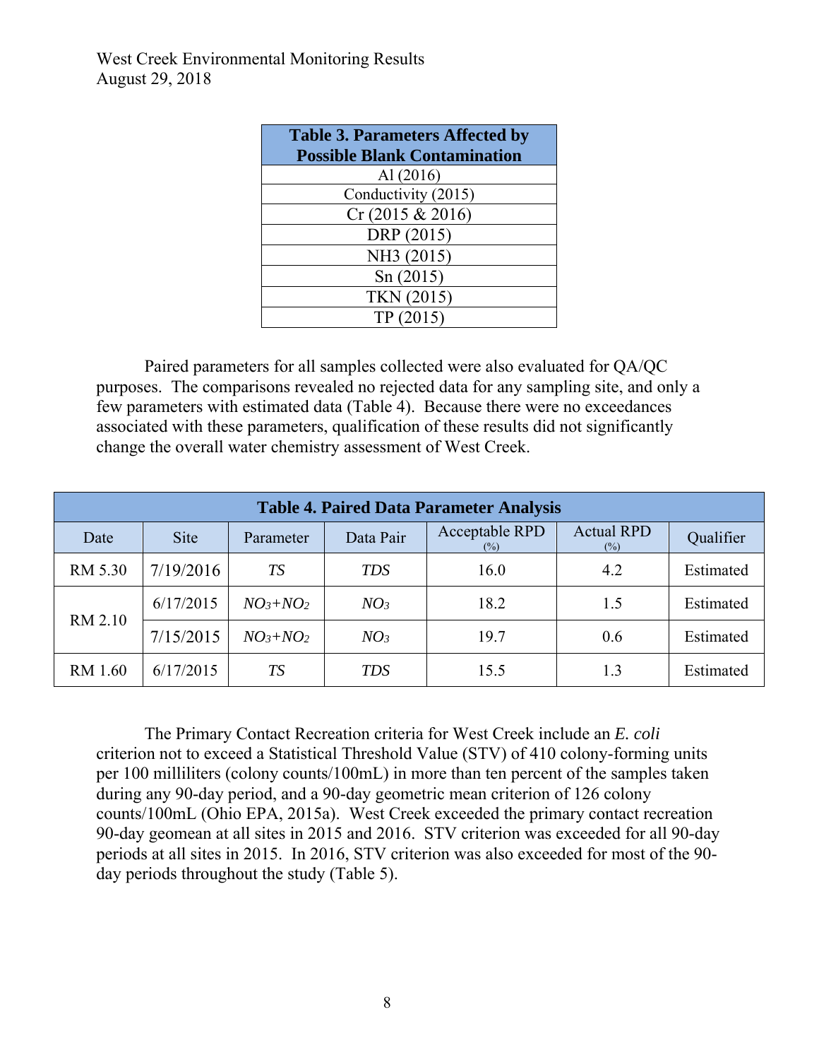| Table 3. Parameters Affected by Possible Blank Contamination |
|---|
| Al (2016) |
| Conductivity (2015) |
| Cr (2015 & 2016) |
| DRP (2015) |
| NH3 (2015) |
| Sn (2015) |
| TKN (2015) |
| TP (2015) |

Paired parameters for all samples collected were also evaluated for QA/QC purposes. The comparisons revealed no rejected data for any sampling site, and only a few parameters with estimated data (Table 4). Because there were no exceedances associated with these parameters, qualification of these results did not significantly change the overall water chemistry assessment of West Creek.

| Table 4. Paired Data Parameter Analysis | | | | | | |
|---|---|---|---|---|---|---|
| Date | Site | Parameter | Data Pair | Acceptable RPD (%) | Actual RPD (%) | Qualifier |
| RM 5.30 | 7/19/2016 | *TS* | *TDS* | 16.0 | 4.2 | Estimated |
| RM 2.10 | 6/17/2015 | $NO_3+NO_2$ | $NO_3$ | 18.2 | 1.5 | Estimated |
| | 7/15/2015 | $NO_3+NO_2$ | $NO_3$ | 19.7 | 0.6 | Estimated |
| RM 1.60 | 6/17/2015 | *TS* | *TDS* | 15.5 | 1.3 | Estimated |

The Primary Contact Recreation criteria for West Creek include an *E. coli* criterion not to exceed a Statistical Threshold Value (STV) of 410 colony-forming units per 100 milliliters (colony counts/100mL) in more than ten percent of the samples taken during any 90-day period, and a 90-day geometric mean criterion of 126 colony counts/100mL (Ohio EPA, 2015a). West Creek exceeded the primary contact recreation 90-day geomean at all sites in 2015 and 2016. STV criterion was exceeded for all 90-day periods at all sites in 2015. In 2016, STV criterion was also exceeded for most of the 90-day periods throughout the study (Table 5).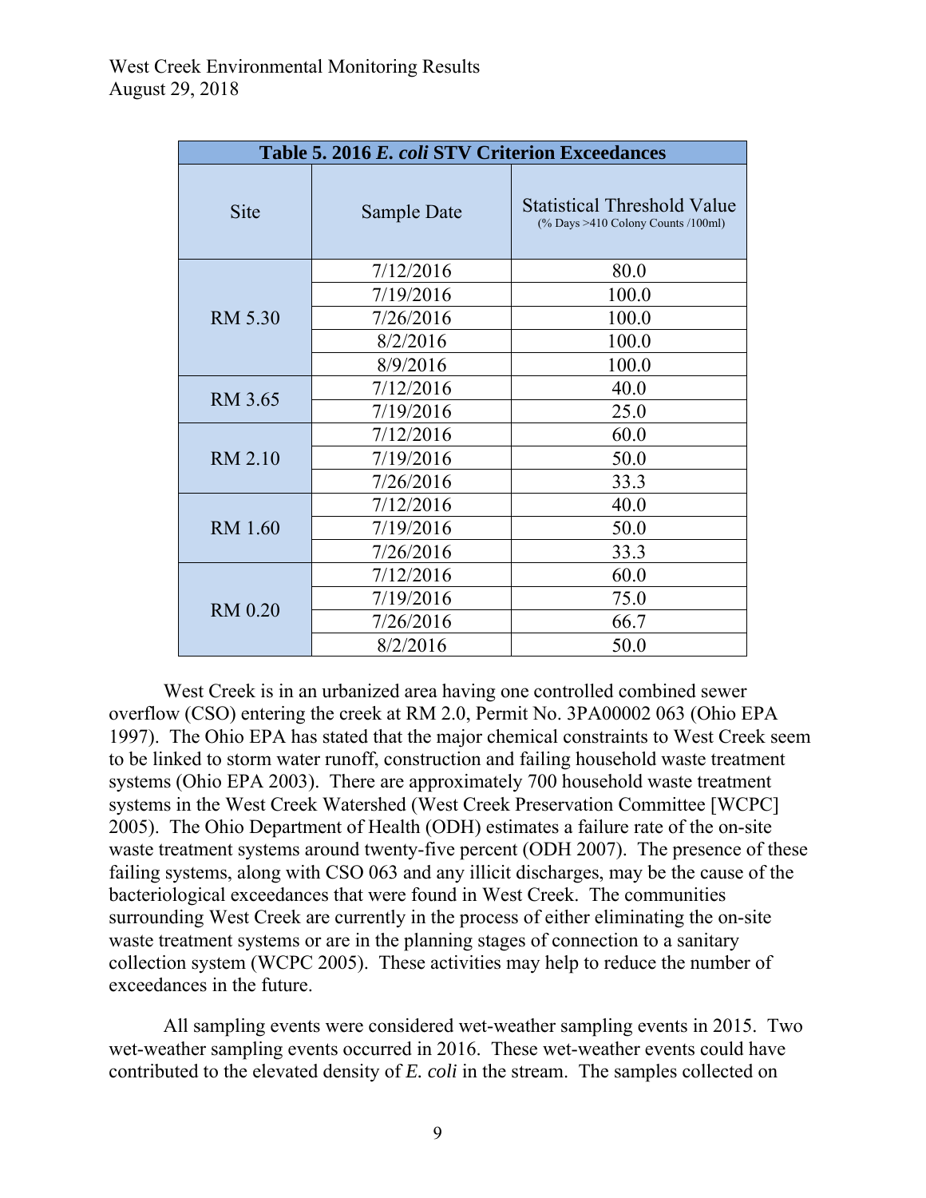**Table 5. 2016 *E. coli* STV Criterion Exceedances**

| Site | Sample Date | Statistical Threshold Value (% Days >410 Colony Counts /100ml) |
|---|---|---|
| RM 5.30 | 7/12/2016 | 80.0 |
| | 7/19/2016 | 100.0 |
| | 7/26/2016 | 100.0 |
| | 8/2/2016 | 100.0 |
| | 8/9/2016 | 100.0 |
| RM 3.65 | 7/12/2016 | 40.0 |
| | 7/19/2016 | 25.0 |
| RM 2.10 | 7/12/2016 | 60.0 |
| | 7/19/2016 | 50.0 |
| | 7/26/2016 | 33.3 |
| RM 1.60 | 7/12/2016 | 40.0 |
| | 7/19/2016 | 50.0 |
| | 7/26/2016 | 33.3 |
| RM 0.20 | 7/12/2016 | 60.0 |
| | 7/19/2016 | 75.0 |
| | 7/26/2016 | 66.7 |
| | 8/2/2016 | 50.0 |

West Creek is in an urbanized area having one controlled combined sewer overflow (CSO) entering the creek at RM 2.0, Permit No. 3PA00002 063 (Ohio EPA 1997). The Ohio EPA has stated that the major chemical constraints to West Creek seem to be linked to storm water runoff, construction and failing household waste treatment systems (Ohio EPA 2003). There are approximately 700 household waste treatment systems in the West Creek Watershed (West Creek Preservation Committee [WCPC] 2005). The Ohio Department of Health (ODH) estimates a failure rate of the on-site waste treatment systems around twenty-five percent (ODH 2007). The presence of these failing systems, along with CSO 063 and any illicit discharges, may be the cause of the bacteriological exceedances that were found in West Creek. The communities surrounding West Creek are currently in the process of either eliminating the on-site waste treatment systems or are in the planning stages of connection to a sanitary collection system (WCPC 2005). These activities may help to reduce the number of exceedances in the future.

All sampling events were considered wet-weather sampling events in 2015. Two wet-weather sampling events occurred in 2016. These wet-weather events could have contributed to the elevated density of *E. coli* in the stream. The samples collected on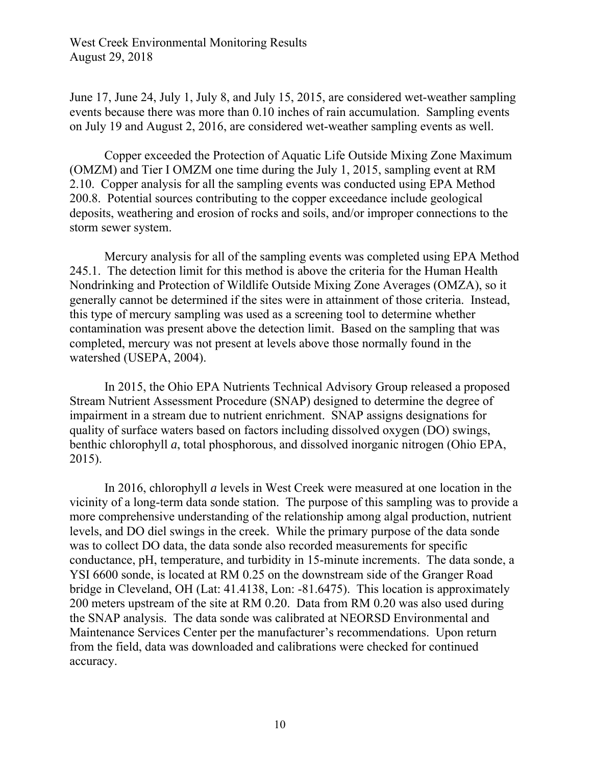June 17, June 24, July 1, July 8, and July 15, 2015, are considered wet-weather sampling events because there was more than 0.10 inches of rain accumulation. Sampling events on July 19 and August 2, 2016, are considered wet-weather sampling events as well.

Copper exceeded the Protection of Aquatic Life Outside Mixing Zone Maximum (OMZM) and Tier I OMZM one time during the July 1, 2015, sampling event at RM 2.10. Copper analysis for all the sampling events was conducted using EPA Method 200.8. Potential sources contributing to the copper exceedance include geological deposits, weathering and erosion of rocks and soils, and/or improper connections to the storm sewer system.

Mercury analysis for all of the sampling events was completed using EPA Method 245.1. The detection limit for this method is above the criteria for the Human Health Nondrinking and Protection of Wildlife Outside Mixing Zone Averages (OMZA), so it generally cannot be determined if the sites were in attainment of those criteria. Instead, this type of mercury sampling was used as a screening tool to determine whether contamination was present above the detection limit. Based on the sampling that was completed, mercury was not present at levels above those normally found in the watershed (USEPA, 2004).

In 2015, the Ohio EPA Nutrients Technical Advisory Group released a proposed Stream Nutrient Assessment Procedure (SNAP) designed to determine the degree of impairment in a stream due to nutrient enrichment. SNAP assigns designations for quality of surface waters based on factors including dissolved oxygen (DO) swings, benthic chlorophyll *a*, total phosphorous, and dissolved inorganic nitrogen (Ohio EPA, 2015).

In 2016, chlorophyll *a* levels in West Creek were measured at one location in the vicinity of a long-term data sonde station. The purpose of this sampling was to provide a more comprehensive understanding of the relationship among algal production, nutrient levels, and DO diel swings in the creek. While the primary purpose of the data sonde was to collect DO data, the data sonde also recorded measurements for specific conductance, pH, temperature, and turbidity in 15-minute increments. The data sonde, a YSI 6600 sonde, is located at RM 0.25 on the downstream side of the Granger Road bridge in Cleveland, OH (Lat: 41.4138, Lon: -81.6475). This location is approximately 200 meters upstream of the site at RM 0.20. Data from RM 0.20 was also used during the SNAP analysis. The data sonde was calibrated at NEORSD Environmental and Maintenance Services Center per the manufacturer's recommendations. Upon return from the field, data was downloaded and calibrations were checked for continued accuracy.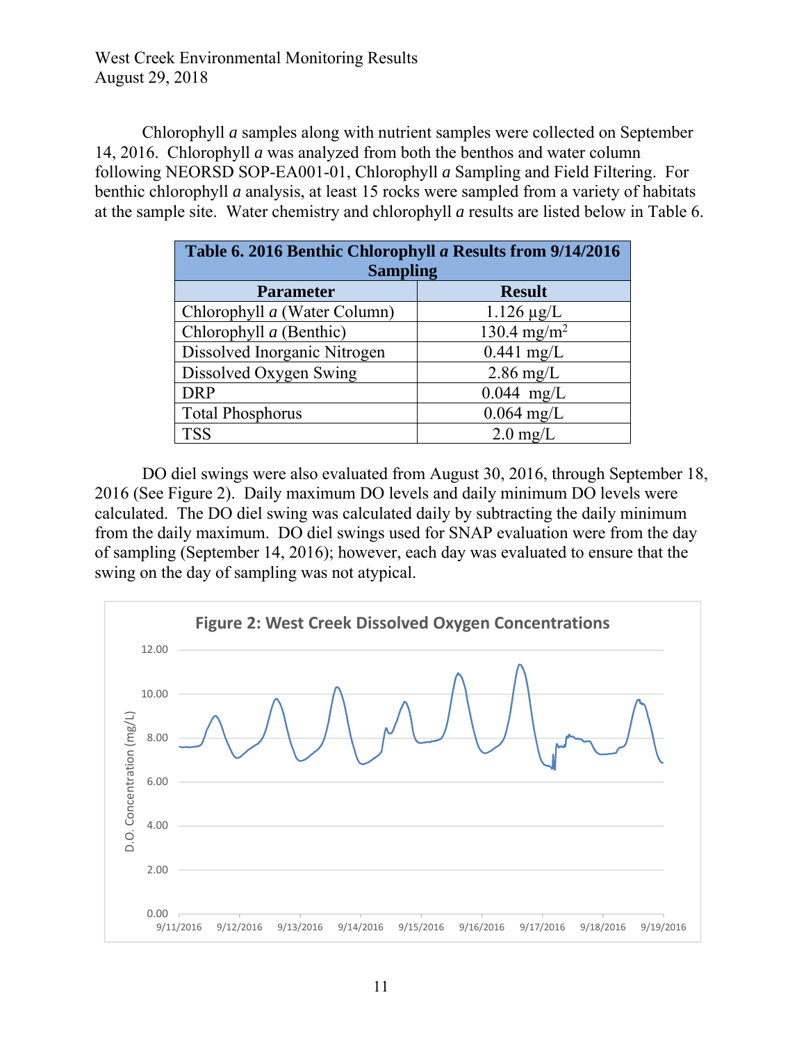Chlorophyll *a* samples along with nutrient samples were collected on September 14, 2016. Chlorophyll *a* was analyzed from both the benthos and water column following NEORSD SOP-EA001-01, Chlorophyll *a* Sampling and Field Filtering. For benthic chlorophyll *a* analysis, at least 15 rocks were sampled from a variety of habitats at the sample site. Water chemistry and chlorophyll *a* results are listed below in Table 6.

**Table 6. 2016 Benthic Chlorophyll *a* Results from 9/14/2016 Sampling**

| Parameter | Result |
|---|---|
| Chlorophyll *a* (Water Column) | 1.126 µg/L |
| Chlorophyll *a* (Benthic) | 130.4 mg/m$^2$ |
| Dissolved Inorganic Nitrogen | 0.441 mg/L |
| Dissolved Oxygen Swing | 2.86 mg/L |
| DRP | 0.044 mg/L |
| Total Phosphorus | 0.064 mg/L |
| TSS | 2.0 mg/L |

DO diel swings were also evaluated from August 30, 2016, through September 18, 2016 (See Figure 2). Daily maximum DO levels and daily minimum DO levels were calculated. The DO diel swing was calculated daily by subtracting the daily minimum from the daily maximum. DO diel swings used for SNAP evaluation were from the day of sampling (September 14, 2016); however, each day was evaluated to ensure that the swing on the day of sampling was not atypical.

Figure 2: West Creek Dissolved Oxygen Concentrations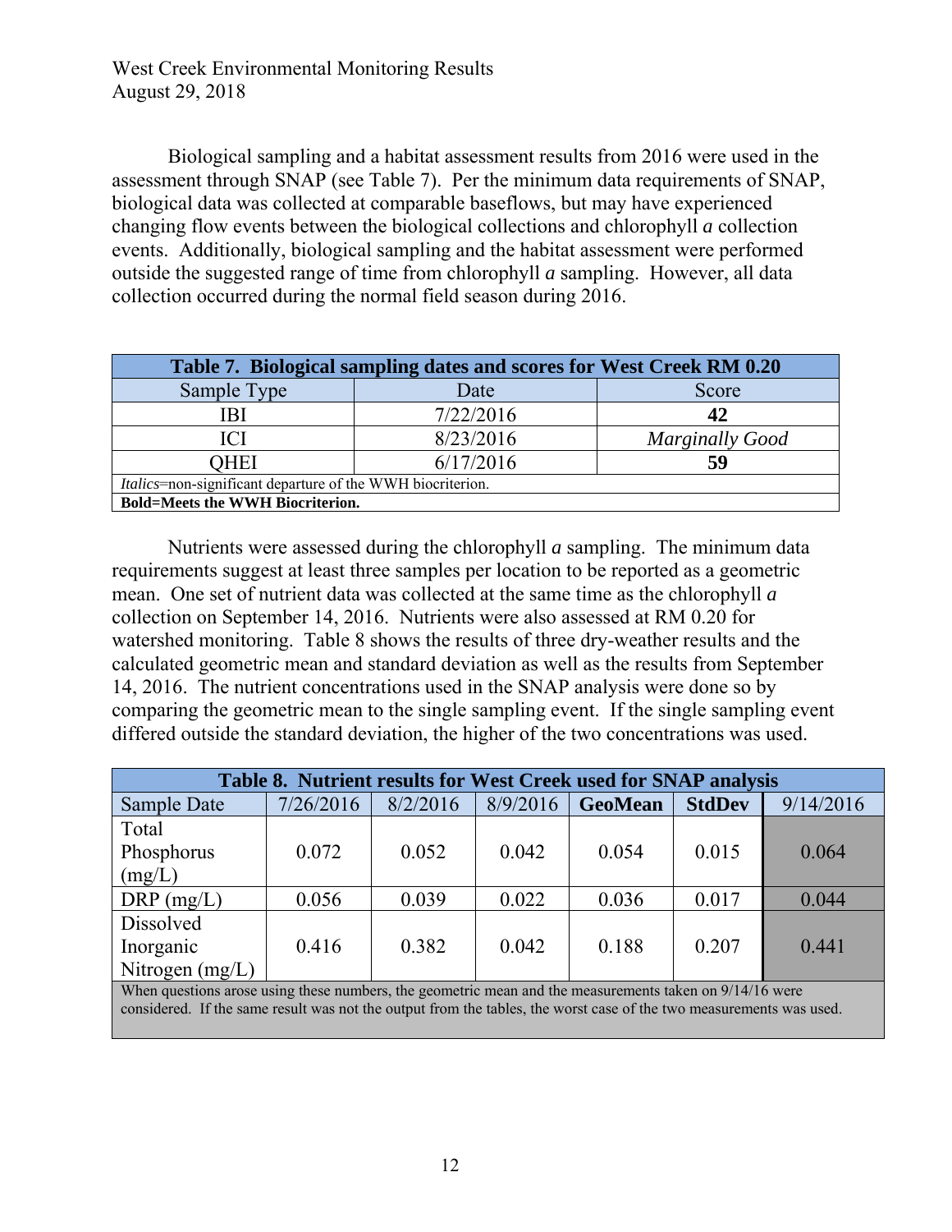Biological sampling and a habitat assessment results from 2016 were used in the assessment through SNAP (see Table 7). Per the minimum data requirements of SNAP, biological data was collected at comparable baseflows, but may have experienced changing flow events between the biological collections and chlorophyll *a* collection events. Additionally, biological sampling and the habitat assessment were performed outside the suggested range of time from chlorophyll *a* sampling. However, all data collection occurred during the normal field season during 2016.

**Table 7. Biological sampling dates and scores for West Creek RM 0.20**

| Sample Type | Date | Score |
|---|---|---|
| IBI | 7/22/2016 | **42** |
| ICI | 8/23/2016 | *Marginally Good* |
| QHEI | 6/17/2016 | **59** |

*Italics*=non-significant departure of the WWH biocriterion.

**Bold=Meets the WWH Biocriterion.**

Nutrients were assessed during the chlorophyll *a* sampling. The minimum data requirements suggest at least three samples per location to be reported as a geometric mean. One set of nutrient data was collected at the same time as the chlorophyll *a* collection on September 14, 2016. Nutrients were also assessed at RM 0.20 for watershed monitoring. Table 8 shows the results of three dry-weather results and the calculated geometric mean and standard deviation as well as the results from September 14, 2016. The nutrient concentrations used in the SNAP analysis were done so by comparing the geometric mean to the single sampling event. If the single sampling event differed outside the standard deviation, the higher of the two concentrations was used.

**Table 8. Nutrient results for West Creek used for SNAP analysis**

| Sample Date | 7/26/2016 | 8/2/2016 | 8/9/2016 | **GeoMean** | **StdDev** | 9/14/2016 |
|---|---|---|---|---|---|---|
| Total Phosphorus (mg/L) | 0.072 | 0.052 | 0.042 | 0.054 | 0.015 | 0.064 |
| DRP (mg/L) | 0.056 | 0.039 | 0.022 | 0.036 | 0.017 | 0.044 |
| Dissolved Inorganic Nitrogen (mg/L) | 0.416 | 0.382 | 0.042 | 0.188 | 0.207 | 0.441 |

When questions arose using these numbers, the geometric mean and the measurements taken on 9/14/16 were considered. If the same result was not the output from the tables, the worst case of the two measurements was used.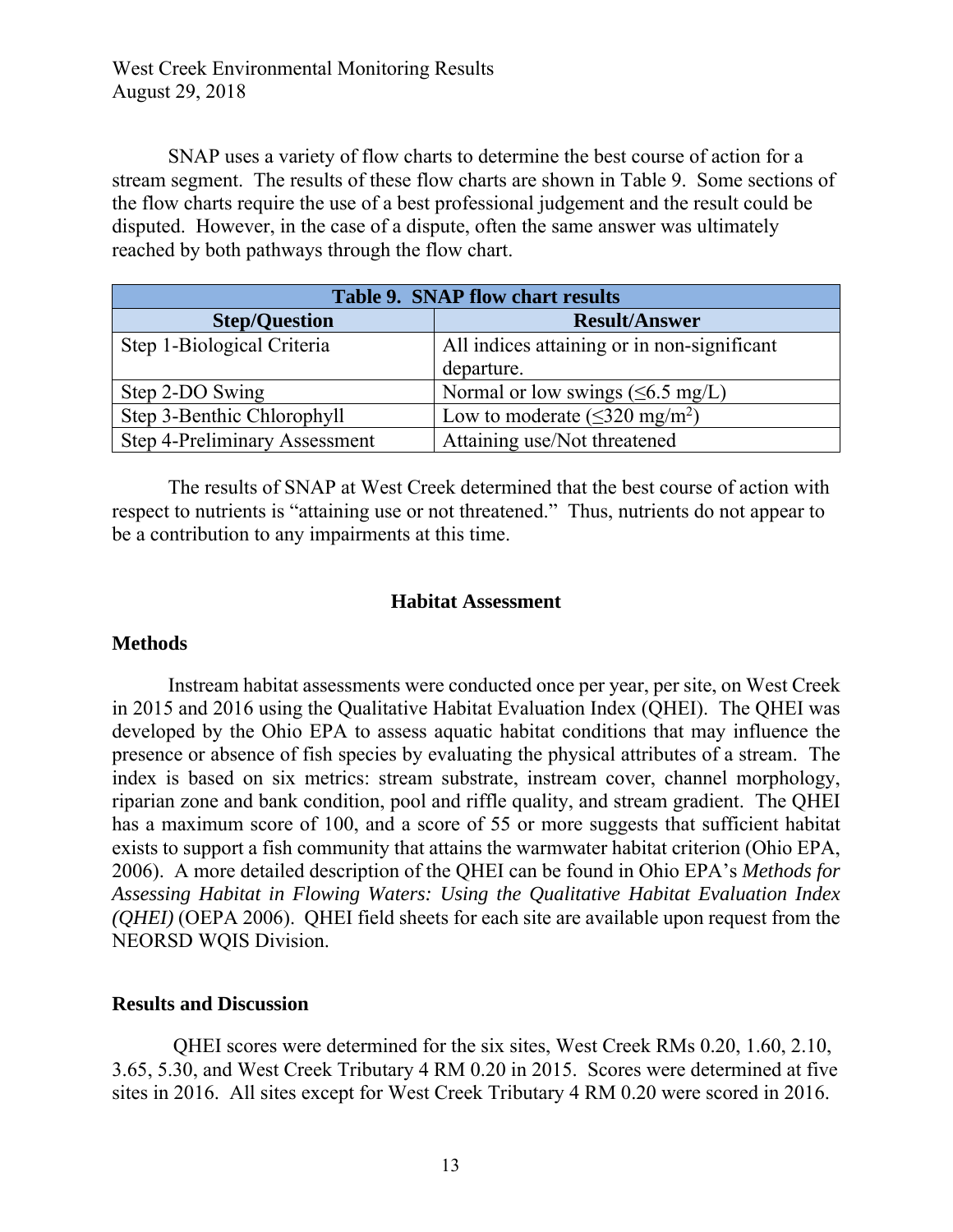SNAP uses a variety of flow charts to determine the best course of action for a stream segment. The results of these flow charts are shown in Table 9. Some sections of the flow charts require the use of a best professional judgement and the result could be disputed. However, in the case of a dispute, often the same answer was ultimately reached by both pathways through the flow chart.

| Table 9. SNAP flow chart results | |
|---|---|
| **Step/Question** | **Result/Answer** |
| Step 1-Biological Criteria | All indices attaining or in non-significant departure. |
| Step 2-DO Swing | Normal or low swings (≤6.5 mg/L) |
| Step 3-Benthic Chlorophyll | Low to moderate (≤320 mg/m$^2$) |
| Step 4-Preliminary Assessment | Attaining use/Not threatened |

The results of SNAP at West Creek determined that the best course of action with respect to nutrients is "attaining use or not threatened." Thus, nutrients do not appear to be a contribution to any impairments at this time.

## Habitat Assessment

### Methods

Instream habitat assessments were conducted once per year, per site, on West Creek in 2015 and 2016 using the Qualitative Habitat Evaluation Index (QHEI). The QHEI was developed by the Ohio EPA to assess aquatic habitat conditions that may influence the presence or absence of fish species by evaluating the physical attributes of a stream. The index is based on six metrics: stream substrate, instream cover, channel morphology, riparian zone and bank condition, pool and riffle quality, and stream gradient. The QHEI has a maximum score of 100, and a score of 55 or more suggests that sufficient habitat exists to support a fish community that attains the warmwater habitat criterion (Ohio EPA, 2006). A more detailed description of the QHEI can be found in Ohio EPA's *Methods for Assessing Habitat in Flowing Waters: Using the Qualitative Habitat Evaluation Index (QHEI)* (OEPA 2006). QHEI field sheets for each site are available upon request from the NEORSD WQIS Division.

### Results and Discussion

QHEI scores were determined for the six sites, West Creek RMs 0.20, 1.60, 2.10, 3.65, 5.30, and West Creek Tributary 4 RM 0.20 in 2015. Scores were determined at five sites in 2016. All sites except for West Creek Tributary 4 RM 0.20 were scored in 2016.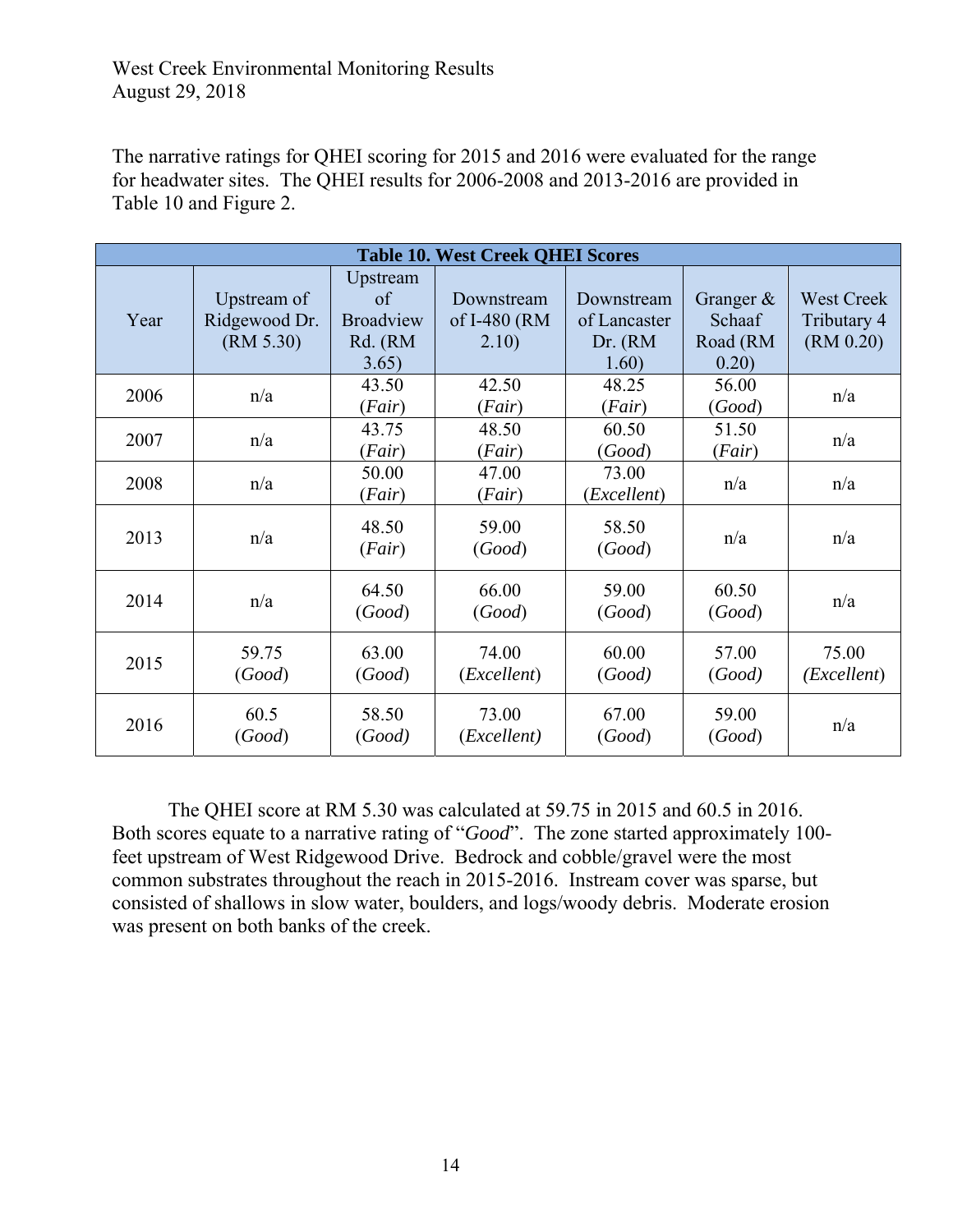The narrative ratings for QHEI scoring for 2015 and 2016 were evaluated for the range for headwater sites. The QHEI results for 2006-2008 and 2013-2016 are provided in Table 10 and Figure 2.

**Table 10. West Creek QHEI Scores**

| Year | Upstream of Ridgewood Dr. (RM 5.30) | Upstream of Broadview Rd. (RM 3.65) | Downstream of I-480 (RM 2.10) | Downstream of Lancaster Dr. (RM 1.60) | Granger & Schaaf Road (RM 0.20) | West Creek Tributary 4 (RM 0.20) |
|---|---|---|---|---|---|---|
| 2006 | n/a | 43.50 (*Fair*) | 42.50 (*Fair*) | 48.25 (*Fair*) | 56.00 (*Good*) | n/a |
| 2007 | n/a | 43.75 (*Fair*) | 48.50 (*Fair*) | 60.50 (*Good*) | 51.50 (*Fair*) | n/a |
| 2008 | n/a | 50.00 (*Fair*) | 47.00 (*Fair*) | 73.00 (*Excellent*) | n/a | n/a |
| 2013 | n/a | 48.50 (*Fair*) | 59.00 (*Good*) | 58.50 (*Good*) | n/a | n/a |
| 2014 | n/a | 64.50 (*Good*) | 66.00 (*Good*) | 59.00 (*Good*) | 60.50 (*Good*) | n/a |
| 2015 | 59.75 (*Good*) | 63.00 (*Good*) | 74.00 (*Excellent*) | 60.00 (*Good*) | 57.00 (*Good*) | 75.00 (*Excellent*) |
| 2016 | 60.5 (*Good*) | 58.50 (*Good*) | 73.00 (*Excellent*) | 67.00 (*Good*) | 59.00 (*Good*) | n/a |

The QHEI score at RM 5.30 was calculated at 59.75 in 2015 and 60.5 in 2016. Both scores equate to a narrative rating of "*Good*". The zone started approximately 100-feet upstream of West Ridgewood Drive. Bedrock and cobble/gravel were the most common substrates throughout the reach in 2015-2016. Instream cover was sparse, but consisted of shallows in slow water, boulders, and logs/woody debris. Moderate erosion was present on both banks of the creek.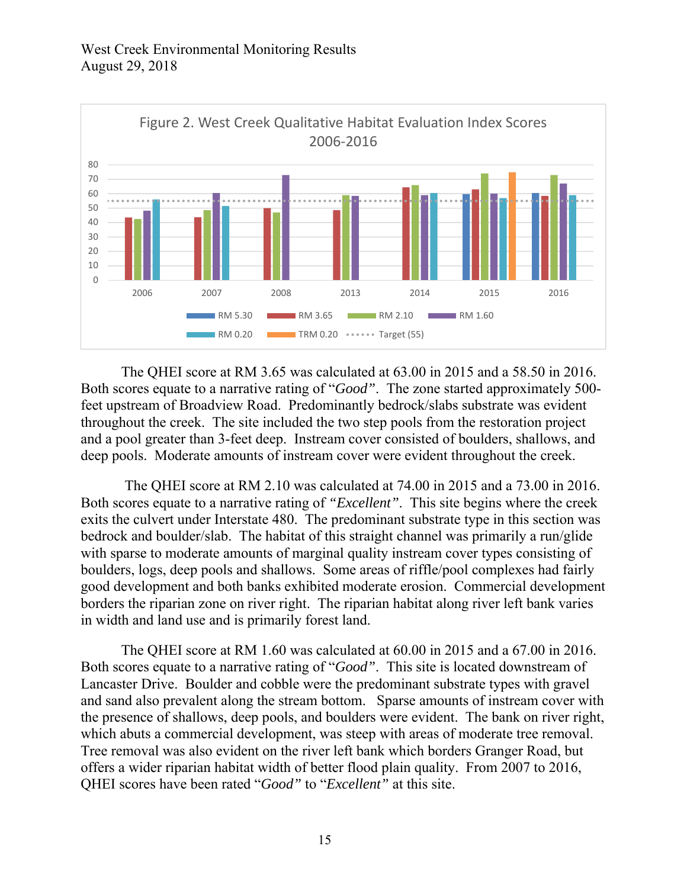Figure 2. West Creek Qualitative Habitat Evaluation Index Scores 2006-2016

The QHEI score at RM 3.65 was calculated at 63.00 in 2015 and a 58.50 in 2016. Both scores equate to a narrative rating of "*Good*". The zone started approximately 500-feet upstream of Broadview Road. Predominantly bedrock/slabs substrate was evident throughout the creek. The site included the two step pools from the restoration project and a pool greater than 3-feet deep. Instream cover consisted of boulders, shallows, and deep pools. Moderate amounts of instream cover were evident throughout the creek.

The QHEI score at RM 2.10 was calculated at 74.00 in 2015 and a 73.00 in 2016. Both scores equate to a narrative rating of "*Excellent*". This site begins where the creek exits the culvert under Interstate 480. The predominant substrate type in this section was bedrock and boulder/slab. The habitat of this straight channel was primarily a run/glide with sparse to moderate amounts of marginal quality instream cover types consisting of boulders, logs, deep pools and shallows. Some areas of riffle/pool complexes had fairly good development and both banks exhibited moderate erosion. Commercial development borders the riparian zone on river right. The riparian habitat along river left bank varies in width and land use and is primarily forest land.

The QHEI score at RM 1.60 was calculated at 60.00 in 2015 and a 67.00 in 2016. Both scores equate to a narrative rating of "*Good*". This site is located downstream of Lancaster Drive. Boulder and cobble were the predominant substrate types with gravel and sand also prevalent along the stream bottom. Sparse amounts of instream cover with the presence of shallows, deep pools, and boulders were evident. The bank on river right, which abuts a commercial development, was steep with areas of moderate tree removal. Tree removal was also evident on the river left bank which borders Granger Road, but offers a wider riparian habitat width of better flood plain quality. From 2007 to 2016, QHEI scores have been rated "*Good*" to "*Excellent*" at this site.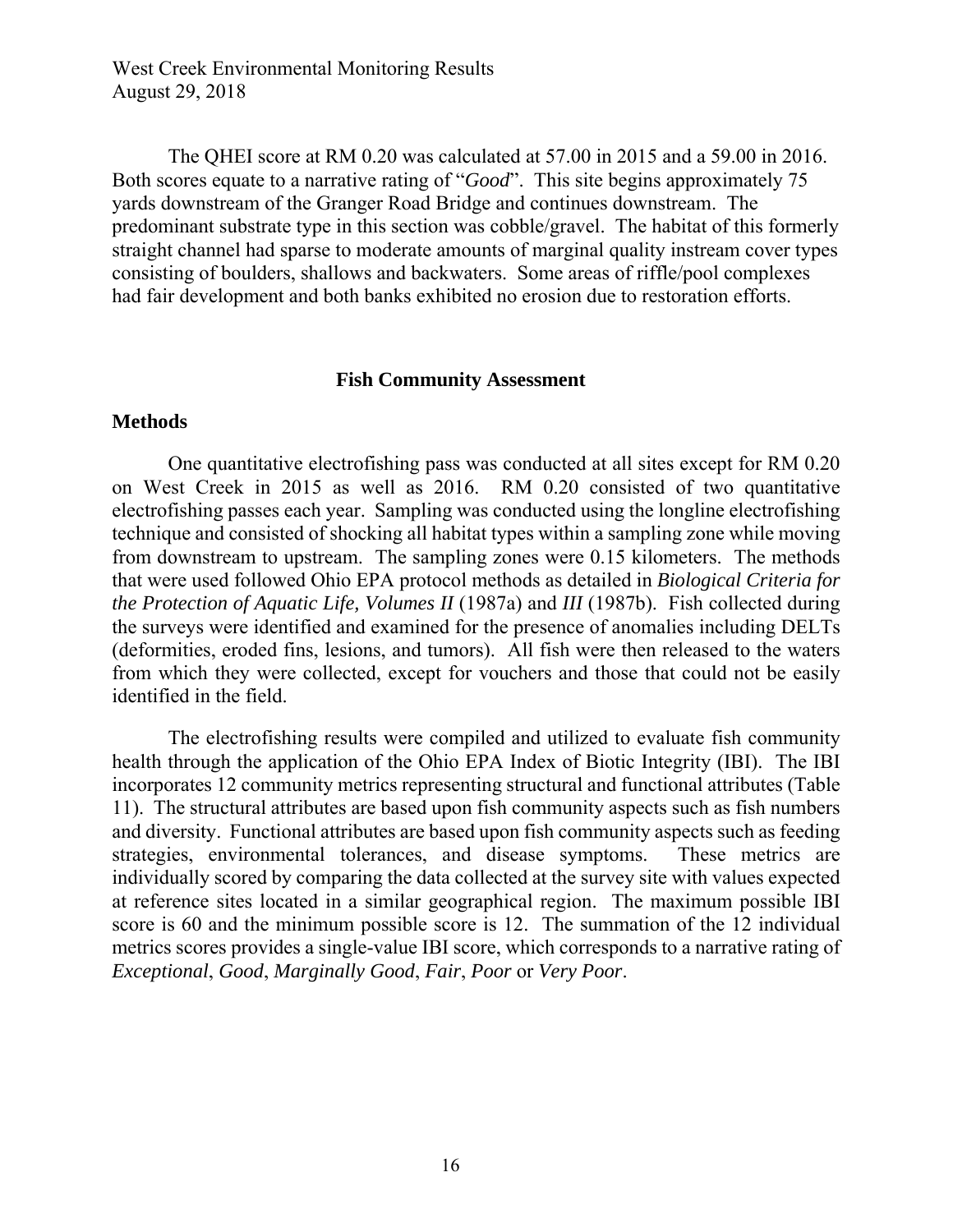The QHEI score at RM 0.20 was calculated at 57.00 in 2015 and a 59.00 in 2016. Both scores equate to a narrative rating of "*Good*". This site begins approximately 75 yards downstream of the Granger Road Bridge and continues downstream. The predominant substrate type in this section was cobble/gravel. The habitat of this formerly straight channel had sparse to moderate amounts of marginal quality instream cover types consisting of boulders, shallows and backwaters. Some areas of riffle/pool complexes had fair development and both banks exhibited no erosion due to restoration efforts.

## Fish Community Assessment

### Methods

One quantitative electrofishing pass was conducted at all sites except for RM 0.20 on West Creek in 2015 as well as 2016. RM 0.20 consisted of two quantitative electrofishing passes each year. Sampling was conducted using the longline electrofishing technique and consisted of shocking all habitat types within a sampling zone while moving from downstream to upstream. The sampling zones were 0.15 kilometers. The methods that were used followed Ohio EPA protocol methods as detailed in *Biological Criteria for the Protection of Aquatic Life, Volumes II* (1987a) and *III* (1987b). Fish collected during the surveys were identified and examined for the presence of anomalies including DELTs (deformities, eroded fins, lesions, and tumors). All fish were then released to the waters from which they were collected, except for vouchers and those that could not be easily identified in the field.

The electrofishing results were compiled and utilized to evaluate fish community health through the application of the Ohio EPA Index of Biotic Integrity (IBI). The IBI incorporates 12 community metrics representing structural and functional attributes (Table 11). The structural attributes are based upon fish community aspects such as fish numbers and diversity. Functional attributes are based upon fish community aspects such as feeding strategies, environmental tolerances, and disease symptoms. These metrics are individually scored by comparing the data collected at the survey site with values expected at reference sites located in a similar geographical region. The maximum possible IBI score is 60 and the minimum possible score is 12. The summation of the 12 individual metrics scores provides a single-value IBI score, which corresponds to a narrative rating of *Exceptional*, *Good*, *Marginally Good*, *Fair*, *Poor* or *Very Poor*.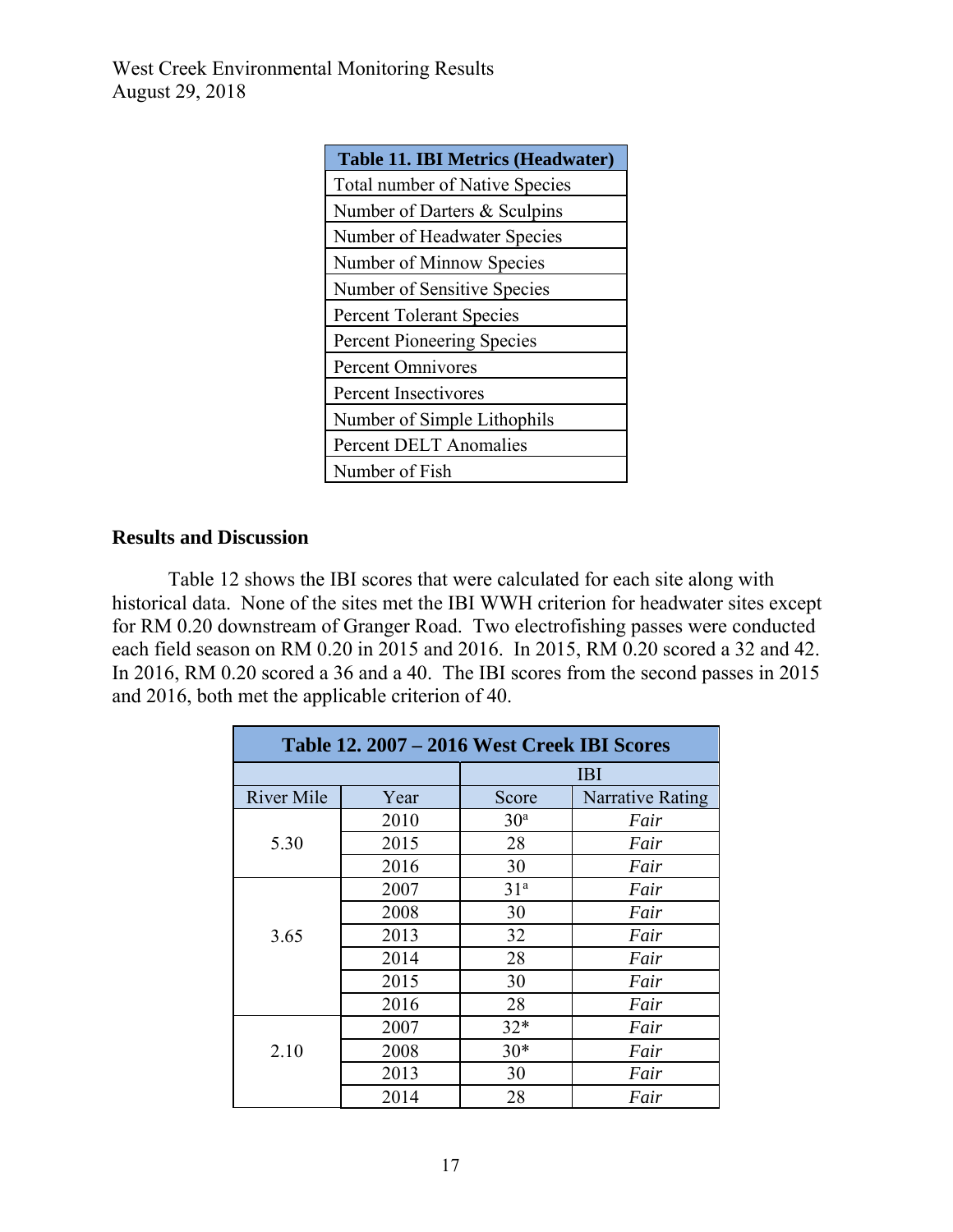| Table 11. IBI Metrics (Headwater) |
|---|
| Total number of Native Species |
| Number of Darters & Sculpins |
| Number of Headwater Species |
| Number of Minnow Species |
| Number of Sensitive Species |
| Percent Tolerant Species |
| Percent Pioneering Species |
| Percent Omnivores |
| Percent Insectivores |
| Number of Simple Lithophils |
| Percent DELT Anomalies |
| Number of Fish |

**Results and Discussion**

Table 12 shows the IBI scores that were calculated for each site along with historical data. None of the sites met the IBI WWH criterion for headwater sites except for RM 0.20 downstream of Granger Road. Two electrofishing passes were conducted each field season on RM 0.20 in 2015 and 2016. In 2015, RM 0.20 scored a 32 and 42. In 2016, RM 0.20 scored a 36 and a 40. The IBI scores from the second passes in 2015 and 2016, both met the applicable criterion of 40.

| Table 12. 2007 – 2016 West Creek IBI Scores | | | |
|---|---|---|---|
| | | IBI | |
| River Mile | Year | Score | Narrative Rating |
| 5.30 | 2010 | 30[a] | *Fair* |
| | 2015 | 28 | *Fair* |
| | 2016 | 30 | *Fair* |
| 3.65 | 2007 | 31[a] | *Fair* |
| | 2008 | 30 | *Fair* |
| | 2013 | 32 | *Fair* |
| | 2014 | 28 | *Fair* |
| | 2015 | 30 | *Fair* |
| | 2016 | 28 | *Fair* |
| 2.10 | 2007 | 32* | *Fair* |
| | 2008 | 30* | *Fair* |
| | 2013 | 30 | *Fair* |
| | 2014 | 28 | *Fair* |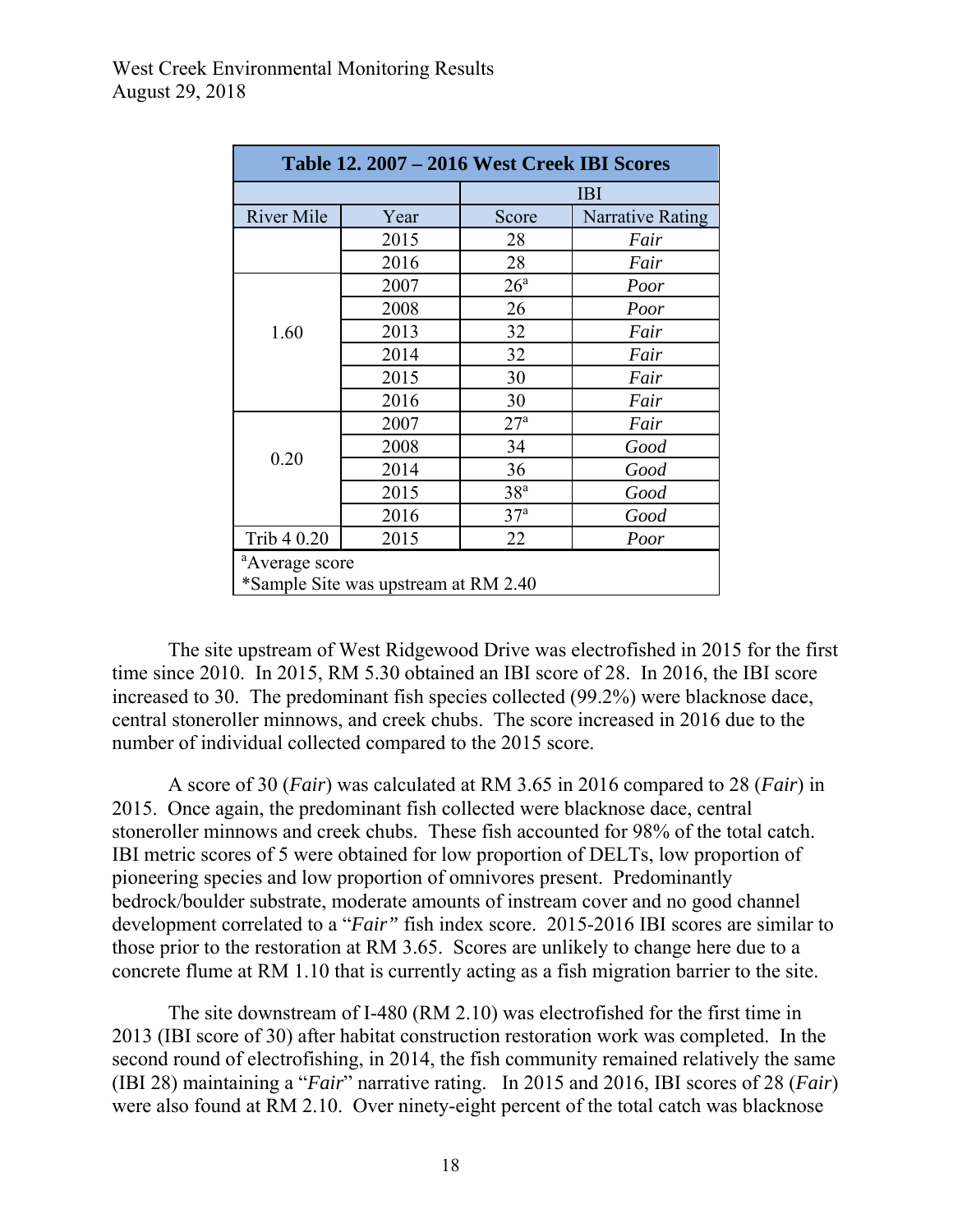| Table 12. 2007 – 2016 West Creek IBI Scores | | | |
|---|---|---|---|
| | | IBI | |
| River Mile | Year | Score | Narrative Rating |
| | 2015 | 28 | *Fair* |
| | 2016 | 28 | *Fair* |
| 1.60 | 2007 | 26[a] | *Poor* |
| | 2008 | 26 | *Poor* |
| | 2013 | 32 | *Fair* |
| | 2014 | 32 | *Fair* |
| | 2015 | 30 | *Fair* |
| | 2016 | 30 | *Fair* |
| 0.20 | 2007 | 27[a] | *Fair* |
| | 2008 | 34 | *Good* |
| | 2014 | 36 | *Good* |
| | 2015 | 38[a] | *Good* |
| | 2016 | 37[a] | *Good* |
| Trib 4 0.20 | 2015 | 22 | *Poor* |

[a]Average score
*Sample Site was upstream at RM 2.40

The site upstream of West Ridgewood Drive was electrofished in 2015 for the first time since 2010. In 2015, RM 5.30 obtained an IBI score of 28. In 2016, the IBI score increased to 30. The predominant fish species collected (99.2%) were blacknose dace, central stoneroller minnows, and creek chubs. The score increased in 2016 due to the number of individual collected compared to the 2015 score.

A score of 30 (*Fair*) was calculated at RM 3.65 in 2016 compared to 28 (*Fair*) in 2015. Once again, the predominant fish collected were blacknose dace, central stoneroller minnows and creek chubs. These fish accounted for 98% of the total catch. IBI metric scores of 5 were obtained for low proportion of DELTs, low proportion of pioneering species and low proportion of omnivores present. Predominantly bedrock/boulder substrate, moderate amounts of instream cover and no good channel development correlated to a "*Fair"* fish index score. 2015-2016 IBI scores are similar to those prior to the restoration at RM 3.65. Scores are unlikely to change here due to a concrete flume at RM 1.10 that is currently acting as a fish migration barrier to the site.

The site downstream of I-480 (RM 2.10) was electrofished for the first time in 2013 (IBI score of 30) after habitat construction restoration work was completed. In the second round of electrofishing, in 2014, the fish community remained relatively the same (IBI 28) maintaining a "*Fair*" narrative rating. In 2015 and 2016, IBI scores of 28 (*Fair*) were also found at RM 2.10. Over ninety-eight percent of the total catch was blacknose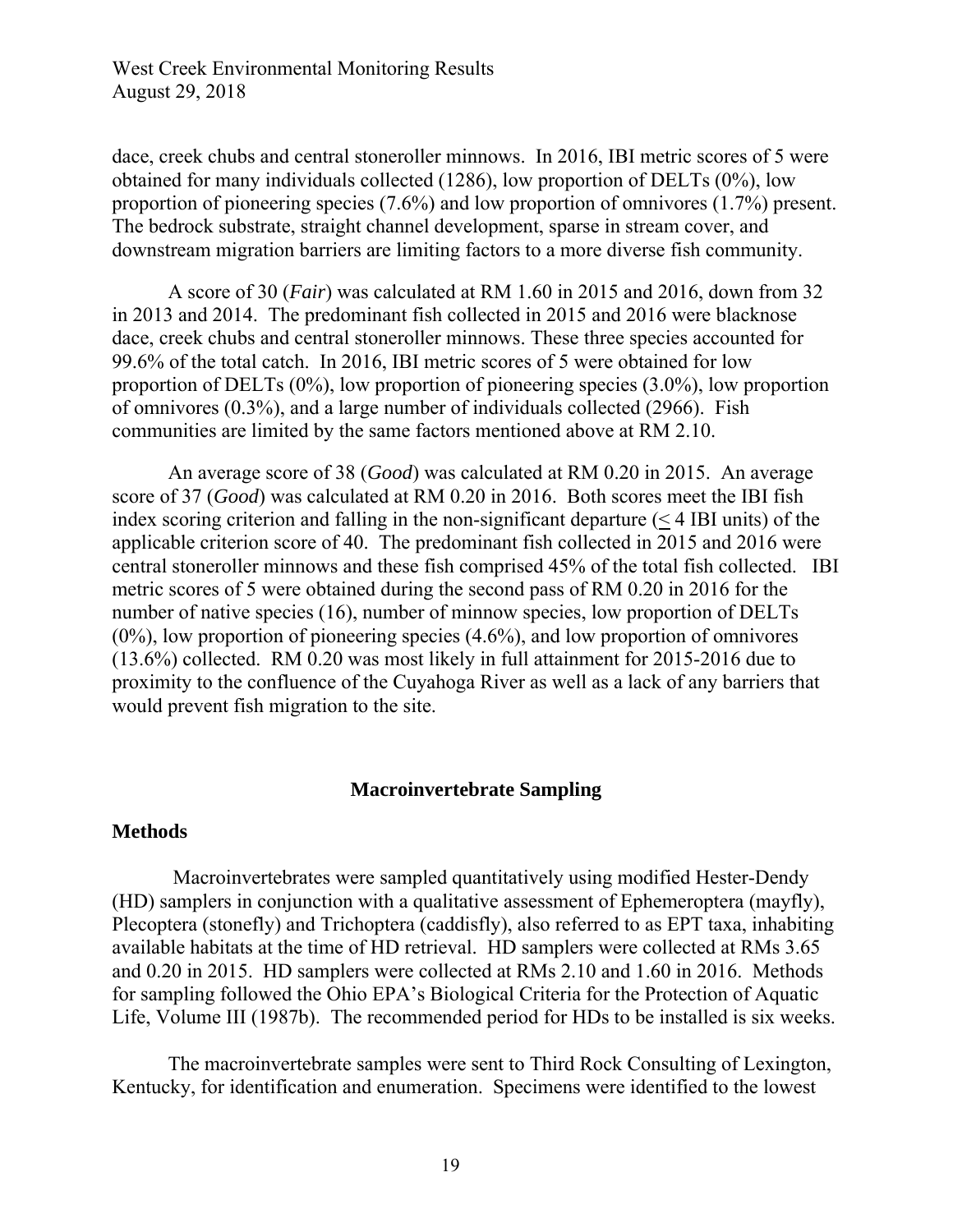dace, creek chubs and central stoneroller minnows. In 2016, IBI metric scores of 5 were obtained for many individuals collected (1286), low proportion of DELTs (0%), low proportion of pioneering species (7.6%) and low proportion of omnivores (1.7%) present. The bedrock substrate, straight channel development, sparse in stream cover, and downstream migration barriers are limiting factors to a more diverse fish community.

A score of 30 (*Fair*) was calculated at RM 1.60 in 2015 and 2016, down from 32 in 2013 and 2014. The predominant fish collected in 2015 and 2016 were blacknose dace, creek chubs and central stoneroller minnows. These three species accounted for 99.6% of the total catch. In 2016, IBI metric scores of 5 were obtained for low proportion of DELTs (0%), low proportion of pioneering species (3.0%), low proportion of omnivores (0.3%), and a large number of individuals collected (2966). Fish communities are limited by the same factors mentioned above at RM 2.10.

An average score of 38 (*Good*) was calculated at RM 0.20 in 2015. An average score of 37 (*Good*) was calculated at RM 0.20 in 2016. Both scores meet the IBI fish index scoring criterion and falling in the non-significant departure (≤ 4 IBI units) of the applicable criterion score of 40. The predominant fish collected in 2015 and 2016 were central stoneroller minnows and these fish comprised 45% of the total fish collected. IBI metric scores of 5 were obtained during the second pass of RM 0.20 in 2016 for the number of native species (16), number of minnow species, low proportion of DELTs (0%), low proportion of pioneering species (4.6%), and low proportion of omnivores (13.6%) collected. RM 0.20 was most likely in full attainment for 2015-2016 due to proximity to the confluence of the Cuyahoga River as well as a lack of any barriers that would prevent fish migration to the site.

## Macroinvertebrate Sampling

### Methods

Macroinvertebrates were sampled quantitatively using modified Hester-Dendy (HD) samplers in conjunction with a qualitative assessment of Ephemeroptera (mayfly), Plecoptera (stonefly) and Trichoptera (caddisfly), also referred to as EPT taxa, inhabiting available habitats at the time of HD retrieval. HD samplers were collected at RMs 3.65 and 0.20 in 2015. HD samplers were collected at RMs 2.10 and 1.60 in 2016. Methods for sampling followed the Ohio EPA's Biological Criteria for the Protection of Aquatic Life, Volume III (1987b). The recommended period for HDs to be installed is six weeks.

The macroinvertebrate samples were sent to Third Rock Consulting of Lexington, Kentucky, for identification and enumeration. Specimens were identified to the lowest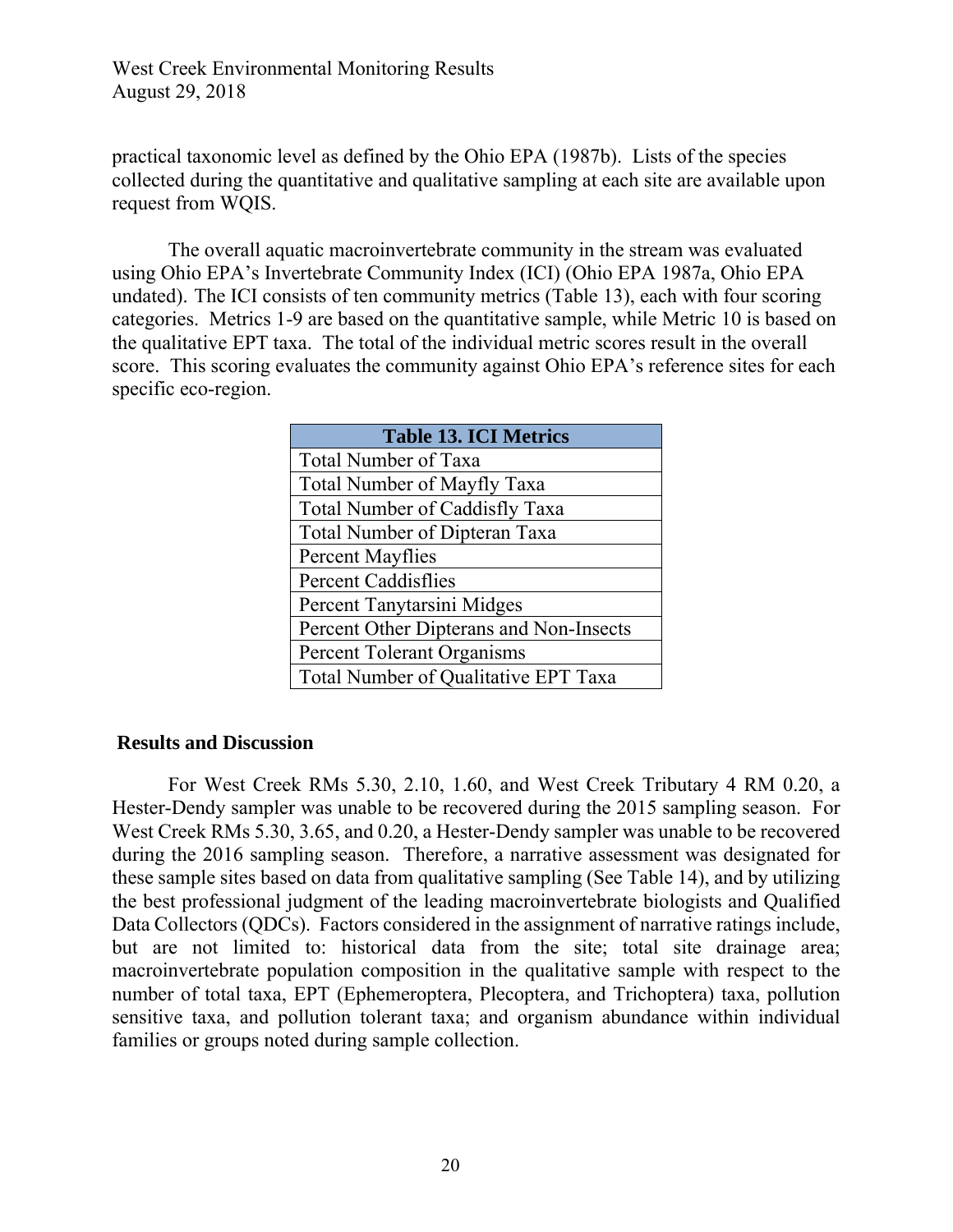practical taxonomic level as defined by the Ohio EPA (1987b). Lists of the species collected during the quantitative and qualitative sampling at each site are available upon request from WQIS.

The overall aquatic macroinvertebrate community in the stream was evaluated using Ohio EPA's Invertebrate Community Index (ICI) (Ohio EPA 1987a, Ohio EPA undated). The ICI consists of ten community metrics (Table 13), each with four scoring categories. Metrics 1-9 are based on the quantitative sample, while Metric 10 is based on the qualitative EPT taxa. The total of the individual metric scores result in the overall score. This scoring evaluates the community against Ohio EPA's reference sites for each specific eco-region.

| Table 13. ICI Metrics |
|---|
| Total Number of Taxa |
| Total Number of Mayfly Taxa |
| Total Number of Caddisfly Taxa |
| Total Number of Dipteran Taxa |
| Percent Mayflies |
| Percent Caddisflies |
| Percent Tanytarsini Midges |
| Percent Other Dipterans and Non-Insects |
| Percent Tolerant Organisms |
| Total Number of Qualitative EPT Taxa |

## Results and Discussion

For West Creek RMs 5.30, 2.10, 1.60, and West Creek Tributary 4 RM 0.20, a Hester-Dendy sampler was unable to be recovered during the 2015 sampling season. For West Creek RMs 5.30, 3.65, and 0.20, a Hester-Dendy sampler was unable to be recovered during the 2016 sampling season. Therefore, a narrative assessment was designated for these sample sites based on data from qualitative sampling (See Table 14), and by utilizing the best professional judgment of the leading macroinvertebrate biologists and Qualified Data Collectors (QDCs). Factors considered in the assignment of narrative ratings include, but are not limited to: historical data from the site; total site drainage area; macroinvertebrate population composition in the qualitative sample with respect to the number of total taxa, EPT (Ephemeroptera, Plecoptera, and Trichoptera) taxa, pollution sensitive taxa, and pollution tolerant taxa; and organism abundance within individual families or groups noted during sample collection.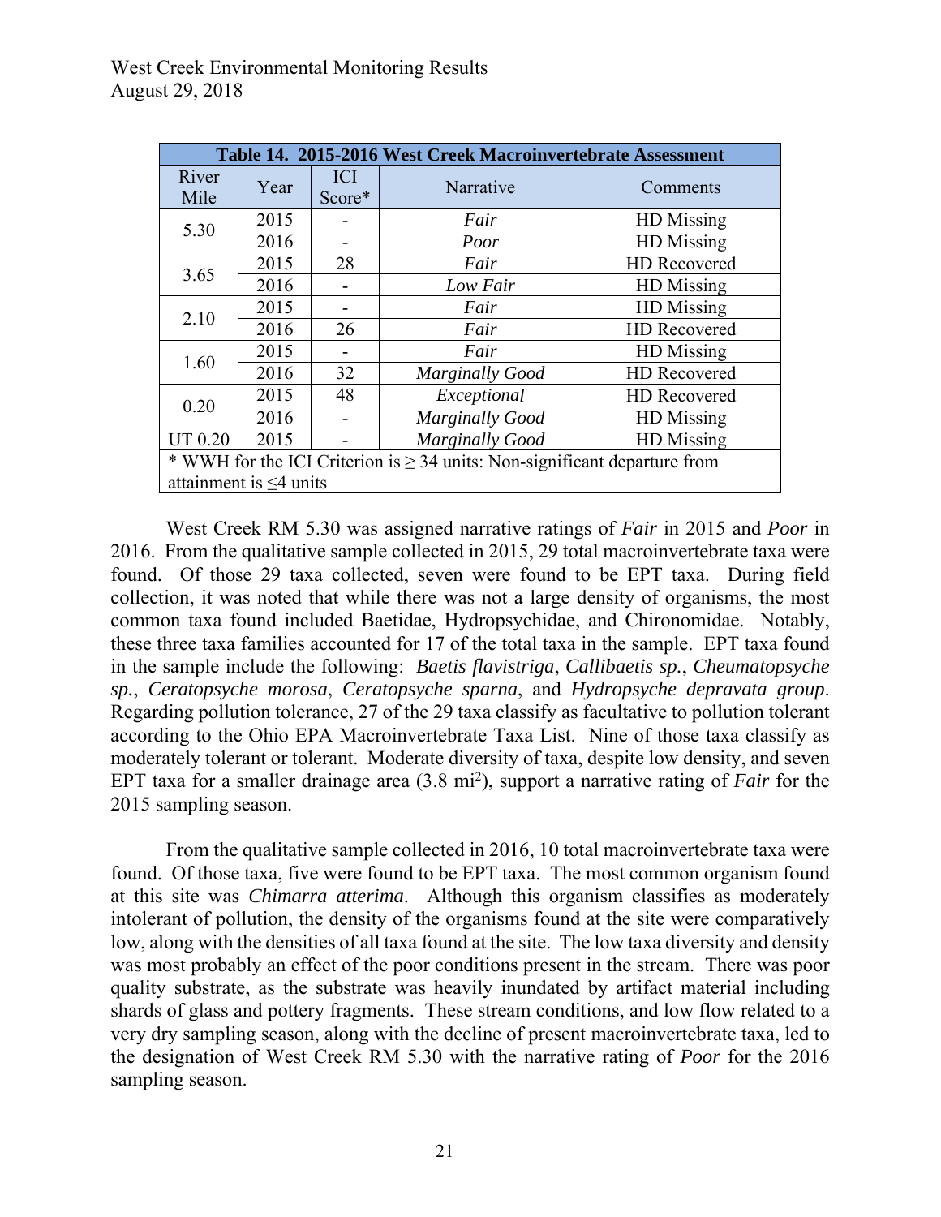**Table 14. 2015-2016 West Creek Macroinvertebrate Assessment**

| River Mile | Year | ICI Score* | Narrative | Comments |
|---|---|---|---|---|
| 5.30 | 2015 | - | *Fair* | HD Missing |
| | 2016 | - | *Poor* | HD Missing |
| 3.65 | 2015 | 28 | *Fair* | HD Recovered |
| | 2016 | - | *Low Fair* | HD Missing |
| 2.10 | 2015 | - | *Fair* | HD Missing |
| | 2016 | 26 | *Fair* | HD Recovered |
| 1.60 | 2015 | - | *Fair* | HD Missing |
| | 2016 | 32 | *Marginally Good* | HD Recovered |
| 0.20 | 2015 | 48 | *Exceptional* | HD Recovered |
| | 2016 | - | *Marginally Good* | HD Missing |
| UT 0.20 | 2015 | - | *Marginally Good* | HD Missing |

\* WWH for the ICI Criterion is ≥ 34 units: Non-significant departure from attainment is ≤4 units

West Creek RM 5.30 was assigned narrative ratings of *Fair* in 2015 and *Poor* in 2016. From the qualitative sample collected in 2015, 29 total macroinvertebrate taxa were found. Of those 29 taxa collected, seven were found to be EPT taxa. During field collection, it was noted that while there was not a large density of organisms, the most common taxa found included Baetidae, Hydropsychidae, and Chironomidae. Notably, these three taxa families accounted for 17 of the total taxa in the sample. EPT taxa found in the sample include the following: *Baetis flavistriga*, *Callibaetis sp.*, *Cheumatopsyche sp.*, *Ceratopsyche morosa*, *Ceratopsyche sparna*, and *Hydropsyche depravata group*. Regarding pollution tolerance, 27 of the 29 taxa classify as facultative to pollution tolerant according to the Ohio EPA Macroinvertebrate Taxa List. Nine of those taxa classify as moderately tolerant or tolerant. Moderate diversity of taxa, despite low density, and seven EPT taxa for a smaller drainage area (3.8 mi$^2$), support a narrative rating of *Fair* for the 2015 sampling season.

From the qualitative sample collected in 2016, 10 total macroinvertebrate taxa were found. Of those taxa, five were found to be EPT taxa. The most common organism found at this site was *Chimarra atterima*. Although this organism classifies as moderately intolerant of pollution, the density of the organisms found at the site were comparatively low, along with the densities of all taxa found at the site. The low taxa diversity and density was most probably an effect of the poor conditions present in the stream. There was poor quality substrate, as the substrate was heavily inundated by artifact material including shards of glass and pottery fragments. These stream conditions, and low flow related to a very dry sampling season, along with the decline of present macroinvertebrate taxa, led to the designation of West Creek RM 5.30 with the narrative rating of *Poor* for the 2016 sampling season.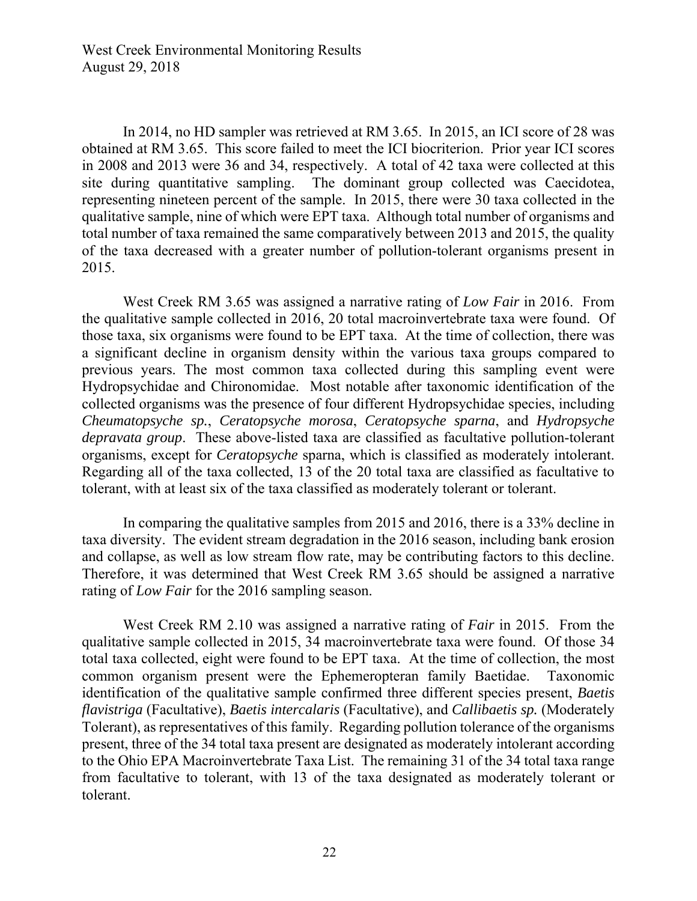In 2014, no HD sampler was retrieved at RM 3.65. In 2015, an ICI score of 28 was obtained at RM 3.65. This score failed to meet the ICI biocriterion. Prior year ICI scores in 2008 and 2013 were 36 and 34, respectively. A total of 42 taxa were collected at this site during quantitative sampling. The dominant group collected was Caecidotea, representing nineteen percent of the sample. In 2015, there were 30 taxa collected in the qualitative sample, nine of which were EPT taxa. Although total number of organisms and total number of taxa remained the same comparatively between 2013 and 2015, the quality of the taxa decreased with a greater number of pollution-tolerant organisms present in 2015.

West Creek RM 3.65 was assigned a narrative rating of *Low Fair* in 2016. From the qualitative sample collected in 2016, 20 total macroinvertebrate taxa were found. Of those taxa, six organisms were found to be EPT taxa. At the time of collection, there was a significant decline in organism density within the various taxa groups compared to previous years. The most common taxa collected during this sampling event were Hydropsychidae and Chironomidae. Most notable after taxonomic identification of the collected organisms was the presence of four different Hydropsychidae species, including *Cheumatopsyche sp.*, *Ceratopsyche morosa*, *Ceratopsyche sparna*, and *Hydropsyche depravata group*. These above-listed taxa are classified as facultative pollution-tolerant organisms, except for *Ceratopsyche* sparna, which is classified as moderately intolerant. Regarding all of the taxa collected, 13 of the 20 total taxa are classified as facultative to tolerant, with at least six of the taxa classified as moderately tolerant or tolerant.

In comparing the qualitative samples from 2015 and 2016, there is a 33% decline in taxa diversity. The evident stream degradation in the 2016 season, including bank erosion and collapse, as well as low stream flow rate, may be contributing factors to this decline. Therefore, it was determined that West Creek RM 3.65 should be assigned a narrative rating of *Low Fair* for the 2016 sampling season.

West Creek RM 2.10 was assigned a narrative rating of *Fair* in 2015. From the qualitative sample collected in 2015, 34 macroinvertebrate taxa were found. Of those 34 total taxa collected, eight were found to be EPT taxa. At the time of collection, the most common organism present were the Ephemeropteran family Baetidae. Taxonomic identification of the qualitative sample confirmed three different species present, *Baetis flavistriga* (Facultative), *Baetis intercalaris* (Facultative), and *Callibaetis sp.* (Moderately Tolerant), as representatives of this family. Regarding pollution tolerance of the organisms present, three of the 34 total taxa present are designated as moderately intolerant according to the Ohio EPA Macroinvertebrate Taxa List. The remaining 31 of the 34 total taxa range from facultative to tolerant, with 13 of the taxa designated as moderately tolerant or tolerant.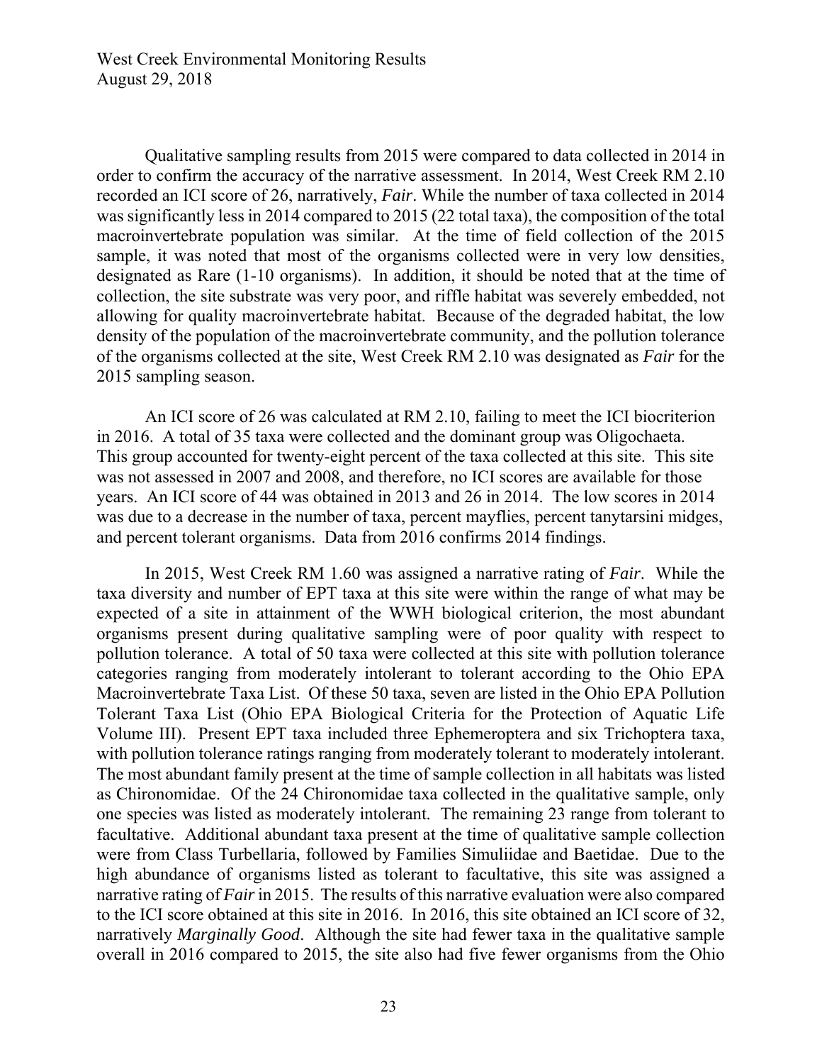Qualitative sampling results from 2015 were compared to data collected in 2014 in order to confirm the accuracy of the narrative assessment. In 2014, West Creek RM 2.10 recorded an ICI score of 26, narratively, *Fair*. While the number of taxa collected in 2014 was significantly less in 2014 compared to 2015 (22 total taxa), the composition of the total macroinvertebrate population was similar. At the time of field collection of the 2015 sample, it was noted that most of the organisms collected were in very low densities, designated as Rare (1-10 organisms). In addition, it should be noted that at the time of collection, the site substrate was very poor, and riffle habitat was severely embedded, not allowing for quality macroinvertebrate habitat. Because of the degraded habitat, the low density of the population of the macroinvertebrate community, and the pollution tolerance of the organisms collected at the site, West Creek RM 2.10 was designated as *Fair* for the 2015 sampling season.

An ICI score of 26 was calculated at RM 2.10, failing to meet the ICI biocriterion in 2016. A total of 35 taxa were collected and the dominant group was Oligochaeta. This group accounted for twenty-eight percent of the taxa collected at this site. This site was not assessed in 2007 and 2008, and therefore, no ICI scores are available for those years. An ICI score of 44 was obtained in 2013 and 26 in 2014. The low scores in 2014 was due to a decrease in the number of taxa, percent mayflies, percent tanytarsini midges, and percent tolerant organisms. Data from 2016 confirms 2014 findings.

In 2015, West Creek RM 1.60 was assigned a narrative rating of *Fair*. While the taxa diversity and number of EPT taxa at this site were within the range of what may be expected of a site in attainment of the WWH biological criterion, the most abundant organisms present during qualitative sampling were of poor quality with respect to pollution tolerance. A total of 50 taxa were collected at this site with pollution tolerance categories ranging from moderately intolerant to tolerant according to the Ohio EPA Macroinvertebrate Taxa List. Of these 50 taxa, seven are listed in the Ohio EPA Pollution Tolerant Taxa List (Ohio EPA Biological Criteria for the Protection of Aquatic Life Volume III). Present EPT taxa included three Ephemeroptera and six Trichoptera taxa, with pollution tolerance ratings ranging from moderately tolerant to moderately intolerant. The most abundant family present at the time of sample collection in all habitats was listed as Chironomidae. Of the 24 Chironomidae taxa collected in the qualitative sample, only one species was listed as moderately intolerant. The remaining 23 range from tolerant to facultative. Additional abundant taxa present at the time of qualitative sample collection were from Class Turbellaria, followed by Families Simuliidae and Baetidae. Due to the high abundance of organisms listed as tolerant to facultative, this site was assigned a narrative rating of *Fair* in 2015. The results of this narrative evaluation were also compared to the ICI score obtained at this site in 2016. In 2016, this site obtained an ICI score of 32, narratively *Marginally Good*. Although the site had fewer taxa in the qualitative sample overall in 2016 compared to 2015, the site also had five fewer organisms from the Ohio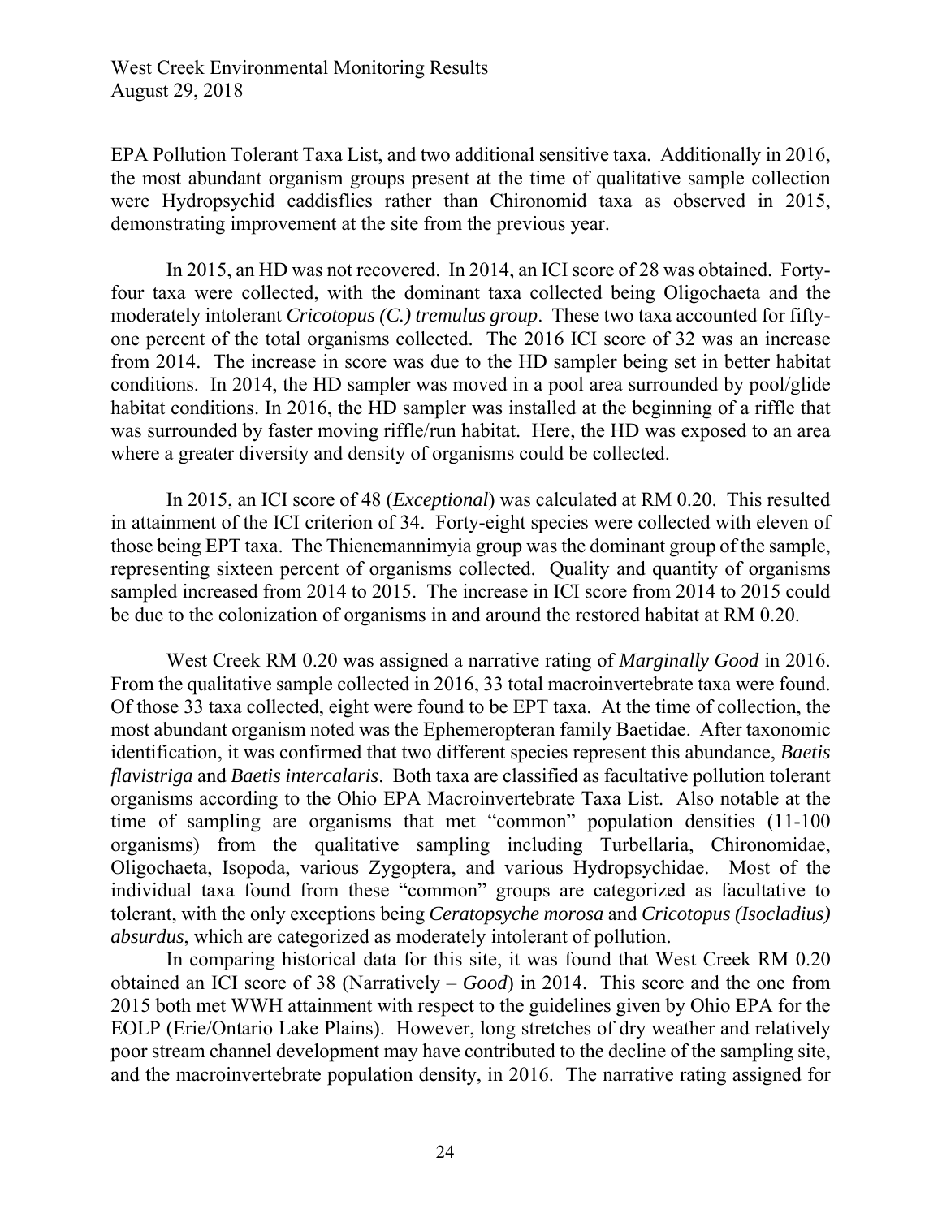EPA Pollution Tolerant Taxa List, and two additional sensitive taxa. Additionally in 2016, the most abundant organism groups present at the time of qualitative sample collection were Hydropsychid caddisflies rather than Chironomid taxa as observed in 2015, demonstrating improvement at the site from the previous year.

In 2015, an HD was not recovered. In 2014, an ICI score of 28 was obtained. Forty-four taxa were collected, with the dominant taxa collected being Oligochaeta and the moderately intolerant *Cricotopus (C.) tremulus group*. These two taxa accounted for fifty-one percent of the total organisms collected. The 2016 ICI score of 32 was an increase from 2014. The increase in score was due to the HD sampler being set in better habitat conditions. In 2014, the HD sampler was moved in a pool area surrounded by pool/glide habitat conditions. In 2016, the HD sampler was installed at the beginning of a riffle that was surrounded by faster moving riffle/run habitat. Here, the HD was exposed to an area where a greater diversity and density of organisms could be collected.

In 2015, an ICI score of 48 (*Exceptional*) was calculated at RM 0.20. This resulted in attainment of the ICI criterion of 34. Forty-eight species were collected with eleven of those being EPT taxa. The Thienemannimyia group was the dominant group of the sample, representing sixteen percent of organisms collected. Quality and quantity of organisms sampled increased from 2014 to 2015. The increase in ICI score from 2014 to 2015 could be due to the colonization of organisms in and around the restored habitat at RM 0.20.

West Creek RM 0.20 was assigned a narrative rating of *Marginally Good* in 2016. From the qualitative sample collected in 2016, 33 total macroinvertebrate taxa were found. Of those 33 taxa collected, eight were found to be EPT taxa. At the time of collection, the most abundant organism noted was the Ephemeropteran family Baetidae. After taxonomic identification, it was confirmed that two different species represent this abundance, *Baetis flavistriga* and *Baetis intercalaris*. Both taxa are classified as facultative pollution tolerant organisms according to the Ohio EPA Macroinvertebrate Taxa List. Also notable at the time of sampling are organisms that met "common" population densities (11-100 organisms) from the qualitative sampling including Turbellaria, Chironomidae, Oligochaeta, Isopoda, various Zygoptera, and various Hydropsychidae. Most of the individual taxa found from these "common" groups are categorized as facultative to tolerant, with the only exceptions being *Ceratopsyche morosa* and *Cricotopus (Isocladius) absurdus*, which are categorized as moderately intolerant of pollution.

In comparing historical data for this site, it was found that West Creek RM 0.20 obtained an ICI score of 38 (Narratively – *Good*) in 2014. This score and the one from 2015 both met WWH attainment with respect to the guidelines given by Ohio EPA for the EOLP (Erie/Ontario Lake Plains). However, long stretches of dry weather and relatively poor stream channel development may have contributed to the decline of the sampling site, and the macroinvertebrate population density, in 2016. The narrative rating assigned for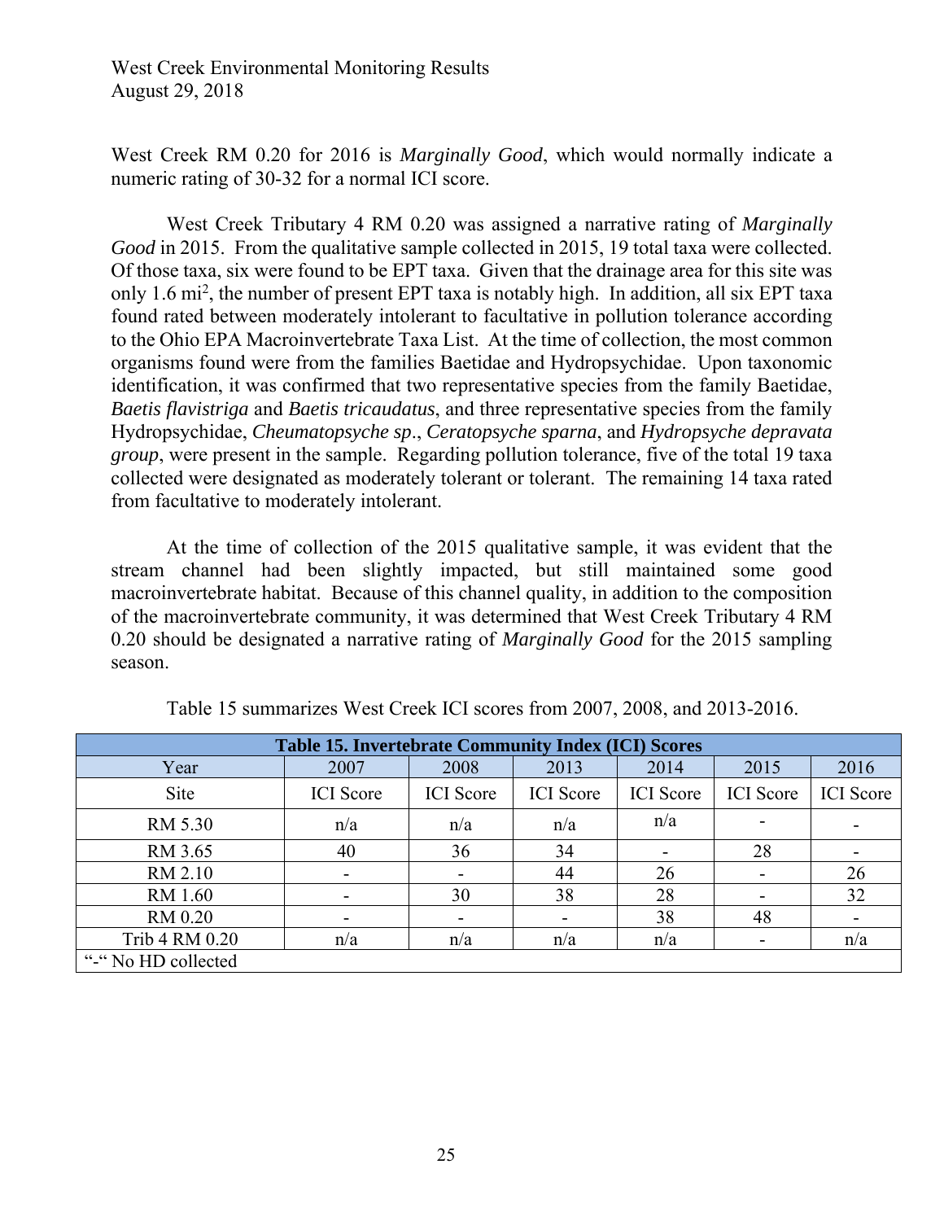West Creek RM 0.20 for 2016 is *Marginally Good*, which would normally indicate a numeric rating of 30-32 for a normal ICI score.

West Creek Tributary 4 RM 0.20 was assigned a narrative rating of *Marginally Good* in 2015. From the qualitative sample collected in 2015, 19 total taxa were collected. Of those taxa, six were found to be EPT taxa. Given that the drainage area for this site was only 1.6 mi$^2$, the number of present EPT taxa is notably high. In addition, all six EPT taxa found rated between moderately intolerant to facultative in pollution tolerance according to the Ohio EPA Macroinvertebrate Taxa List. At the time of collection, the most common organisms found were from the families Baetidae and Hydropsychidae. Upon taxonomic identification, it was confirmed that two representative species from the family Baetidae, *Baetis flavistriga* and *Baetis tricaudatus*, and three representative species from the family Hydropsychidae, *Cheumatopsyche sp*., *Ceratopsyche sparna*, and *Hydropsyche depravata group*, were present in the sample. Regarding pollution tolerance, five of the total 19 taxa collected were designated as moderately tolerant or tolerant. The remaining 14 taxa rated from facultative to moderately intolerant.

At the time of collection of the 2015 qualitative sample, it was evident that the stream channel had been slightly impacted, but still maintained some good macroinvertebrate habitat. Because of this channel quality, in addition to the composition of the macroinvertebrate community, it was determined that West Creek Tributary 4 RM 0.20 should be designated a narrative rating of *Marginally Good* for the 2015 sampling season.

Table 15 summarizes West Creek ICI scores from 2007, 2008, and 2013-2016.

**Table 15. Invertebrate Community Index (ICI) Scores**

| Year | 2007 | 2008 | 2013 | 2014 | 2015 | 2016 |
|---|---|---|---|---|---|---|
| Site | ICI Score | ICI Score | ICI Score | ICI Score | ICI Score | ICI Score |
| RM 5.30 | n/a | n/a | n/a | n/a | - | - |
| RM 3.65 | 40 | 36 | 34 | - | 28 | - |
| RM 2.10 | - | - | 44 | 26 | - | 26 |
| RM 1.60 | - | 30 | 38 | 28 | - | 32 |
| RM 0.20 | - | - | - | 38 | 48 | - |
| Trib 4 RM 0.20 | n/a | n/a | n/a | n/a | - | n/a |

"-" No HD collected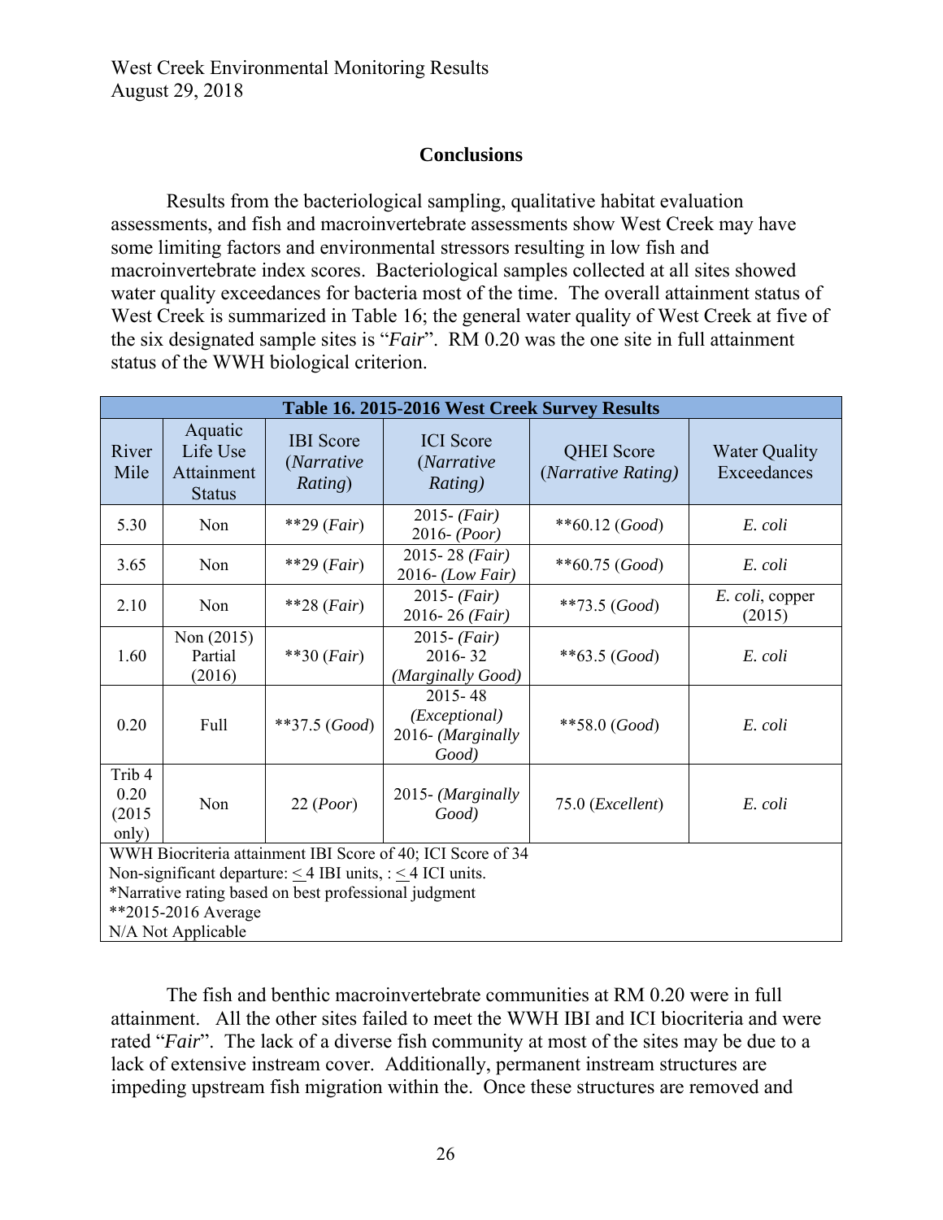## Conclusions

Results from the bacteriological sampling, qualitative habitat evaluation assessments, and fish and macroinvertebrate assessments show West Creek may have some limiting factors and environmental stressors resulting in low fish and macroinvertebrate index scores. Bacteriological samples collected at all sites showed water quality exceedances for bacteria most of the time. The overall attainment status of West Creek is summarized in Table 16; the general water quality of West Creek at five of the six designated sample sites is "*Fair*". RM 0.20 was the one site in full attainment status of the WWH biological criterion.

**Table 16. 2015-2016 West Creek Survey Results**

| River Mile | Aquatic Life Use Attainment Status | IBI Score (*Narrative Rating*) | ICI Score (*Narrative Rating)* | QHEI Score (*Narrative Rating)* | Water Quality Exceedances |
|---|---|---|---|---|---|
| 5.30 | Non | **29 (*Fair*) | 2015- (*Fair)* 2016- (*Poor)* | **60.12 (*Good*) | *E. coli* |
| 3.65 | Non | **29 (*Fair*) | 2015- 28 (*Fair)* 2016- (*Low Fair)* | **60.75 (*Good*) | *E. coli* |
| 2.10 | Non | **28 (*Fair*) | 2015- (*Fair)* 2016- 26 (*Fair)* | **73.5 (*Good*) | *E. coli*, copper (2015) |
| 1.60 | Non (2015) Partial (2016) | **30 (*Fair*) | 2015- (*Fair)* 2016- 32 (*Marginally Good)* | **63.5 (*Good*) | *E. coli* |
| 0.20 | Full | **37.5 (*Good*) | 2015- 48 (*Exceptional)* 2016- (*Marginally Good)* | **58.0 (*Good*) | *E. coli* |
| Trib 4 0.20 (2015 only) | Non | 22 (*Poor*) | 2015- (*Marginally Good)* | 75.0 (*Excellent*) | *E. coli* |

WWH Biocriteria attainment IBI Score of 40; ICI Score of 34
Non-significant departure: ≤ 4 IBI units, : ≤ 4 ICI units.
*Narrative rating based on best professional judgment
**2015-2016 Average
N/A Not Applicable

The fish and benthic macroinvertebrate communities at RM 0.20 were in full attainment. All the other sites failed to meet the WWH IBI and ICI biocriteria and were rated "*Fair*". The lack of a diverse fish community at most of the sites may be due to a lack of extensive instream cover. Additionally, permanent instream structures are impeding upstream fish migration within the. Once these structures are removed and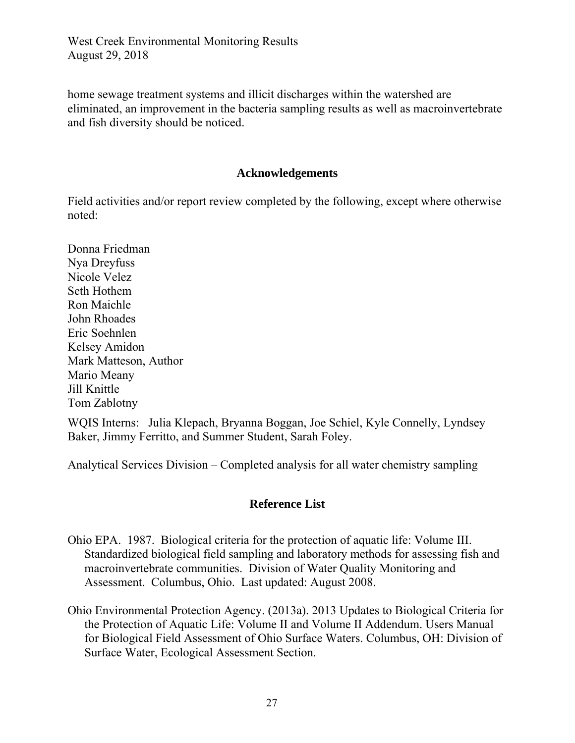home sewage treatment systems and illicit discharges within the watershed are eliminated, an improvement in the bacteria sampling results as well as macroinvertebrate and fish diversity should be noticed.

## Acknowledgements

Field activities and/or report review completed by the following, except where otherwise noted:

Donna Friedman  
Nya Dreyfuss  
Nicole Velez  
Seth Hothem  
Ron Maichle  
John Rhoades  
Eric Soehnlen  
Kelsey Amidon  
Mark Matteson, Author  
Mario Meany  
Jill Knittle  
Tom Zablotny

WQIS Interns: Julia Klepach, Bryanna Boggan, Joe Schiel, Kyle Connelly, Lyndsey Baker, Jimmy Ferritto, and Summer Student, Sarah Foley.

Analytical Services Division – Completed analysis for all water chemistry sampling

## Reference List

Ohio EPA. 1987. Biological criteria for the protection of aquatic life: Volume III. Standardized biological field sampling and laboratory methods for assessing fish and macroinvertebrate communities. Division of Water Quality Monitoring and Assessment. Columbus, Ohio. Last updated: August 2008.

Ohio Environmental Protection Agency. (2013a). 2013 Updates to Biological Criteria for the Protection of Aquatic Life: Volume II and Volume II Addendum. Users Manual for Biological Field Assessment of Ohio Surface Waters. Columbus, OH: Division of Surface Water, Ecological Assessment Section.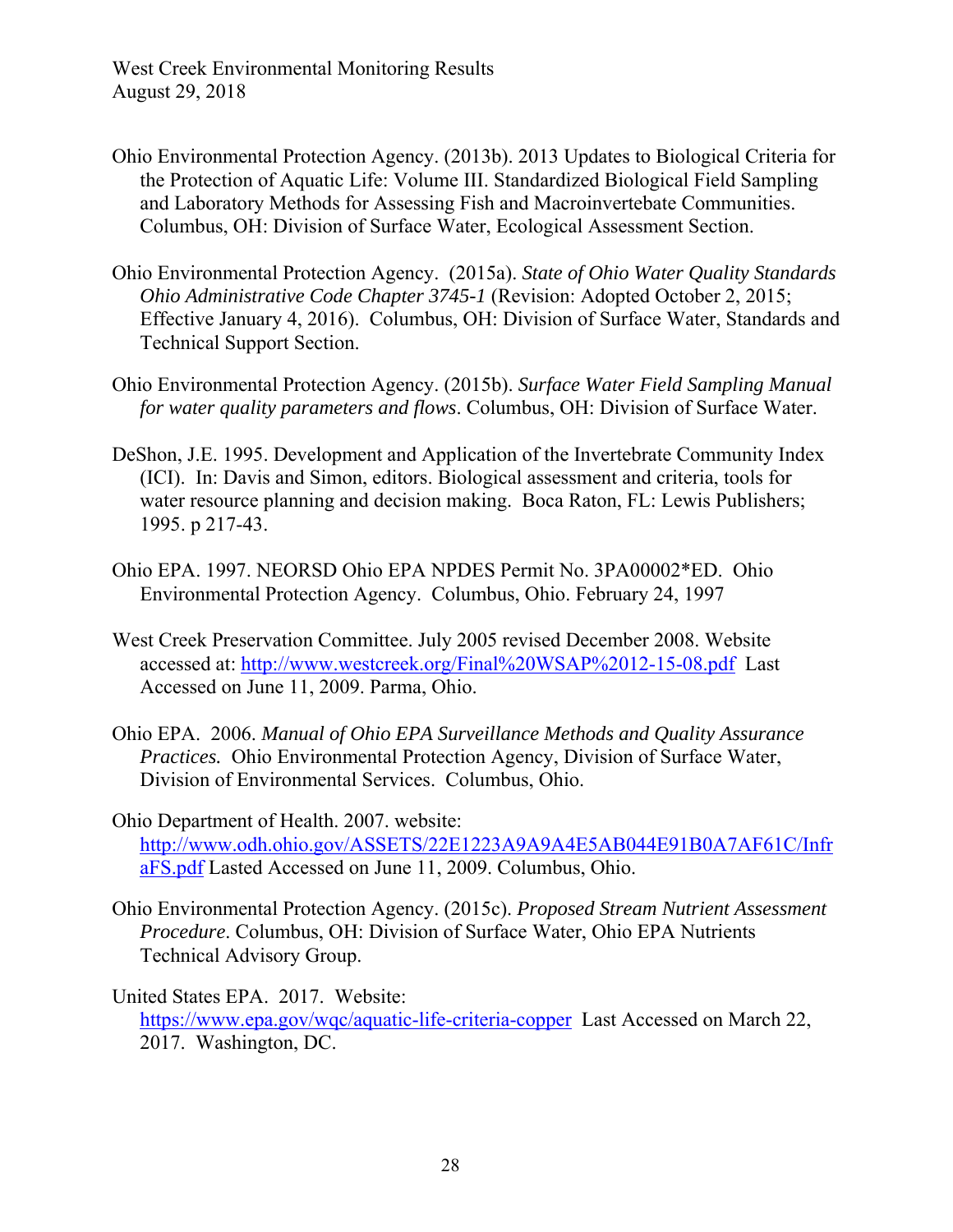Ohio Environmental Protection Agency. (2013b). 2013 Updates to Biological Criteria for the Protection of Aquatic Life: Volume III. Standardized Biological Field Sampling and Laboratory Methods for Assessing Fish and Macroinvertebate Communities. Columbus, OH: Division of Surface Water, Ecological Assessment Section.

Ohio Environmental Protection Agency. (2015a). *State of Ohio Water Quality Standards Ohio Administrative Code Chapter 3745-1* (Revision: Adopted October 2, 2015; Effective January 4, 2016). Columbus, OH: Division of Surface Water, Standards and Technical Support Section.

Ohio Environmental Protection Agency. (2015b). *Surface Water Field Sampling Manual for water quality parameters and flows*. Columbus, OH: Division of Surface Water.

DeShon, J.E. 1995. Development and Application of the Invertebrate Community Index (ICI). In: Davis and Simon, editors. Biological assessment and criteria, tools for water resource planning and decision making. Boca Raton, FL: Lewis Publishers; 1995. p 217-43.

Ohio EPA. 1997. NEORSD Ohio EPA NPDES Permit No. 3PA00002*ED. Ohio Environmental Protection Agency. Columbus, Ohio. February 24, 1997

West Creek Preservation Committee. July 2005 revised December 2008. Website accessed at: http://www.westcreek.org/Final%20WSAP%2012-15-08.pdf Last Accessed on June 11, 2009. Parma, Ohio.

Ohio EPA. 2006. *Manual of Ohio EPA Surveillance Methods and Quality Assurance Practices.* Ohio Environmental Protection Agency, Division of Surface Water, Division of Environmental Services. Columbus, Ohio.

Ohio Department of Health. 2007. website: http://www.odh.ohio.gov/ASSETS/22E1223A9A9A4E5AB044E91B0A7AF61C/InfraFS.pdf Lasted Accessed on June 11, 2009. Columbus, Ohio.

Ohio Environmental Protection Agency. (2015c). *Proposed Stream Nutrient Assessment Procedure*. Columbus, OH: Division of Surface Water, Ohio EPA Nutrients Technical Advisory Group.

United States EPA. 2017. Website: https://www.epa.gov/wqc/aquatic-life-criteria-copper Last Accessed on March 22, 2017. Washington, DC.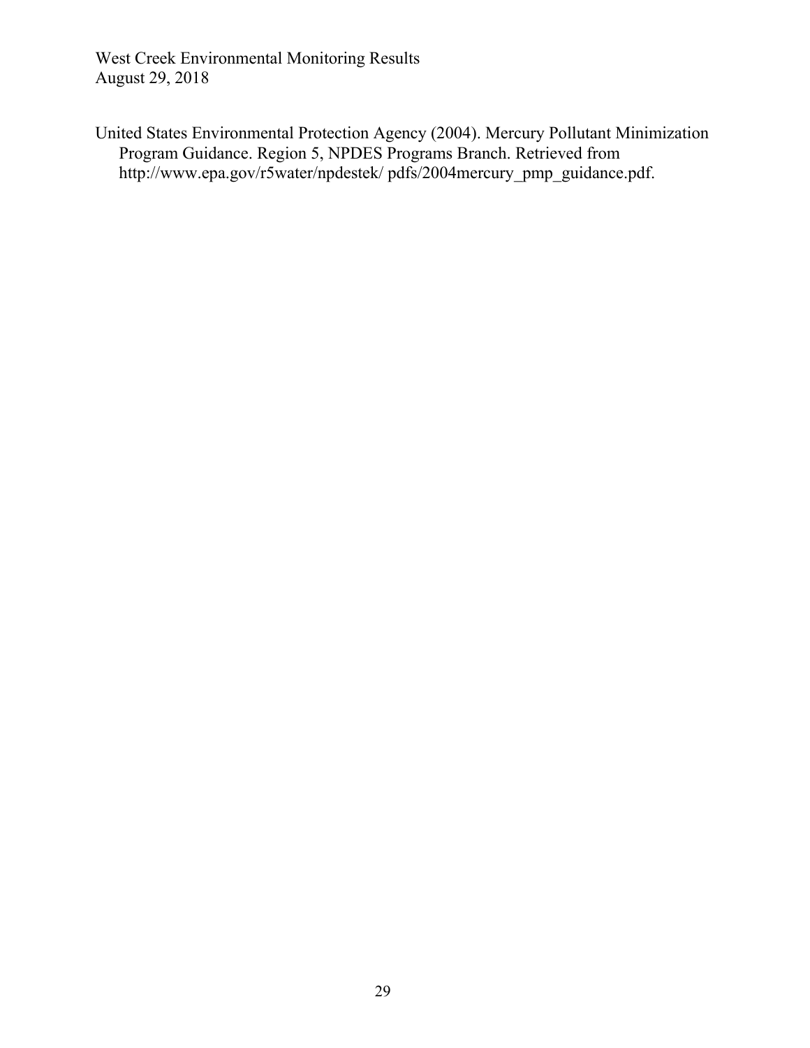United States Environmental Protection Agency (2004). Mercury Pollutant Minimization Program Guidance. Region 5, NPDES Programs Branch. Retrieved from http://www.epa.gov/r5water/npdestek/ pdfs/2004mercury_pmp_guidance.pdf.